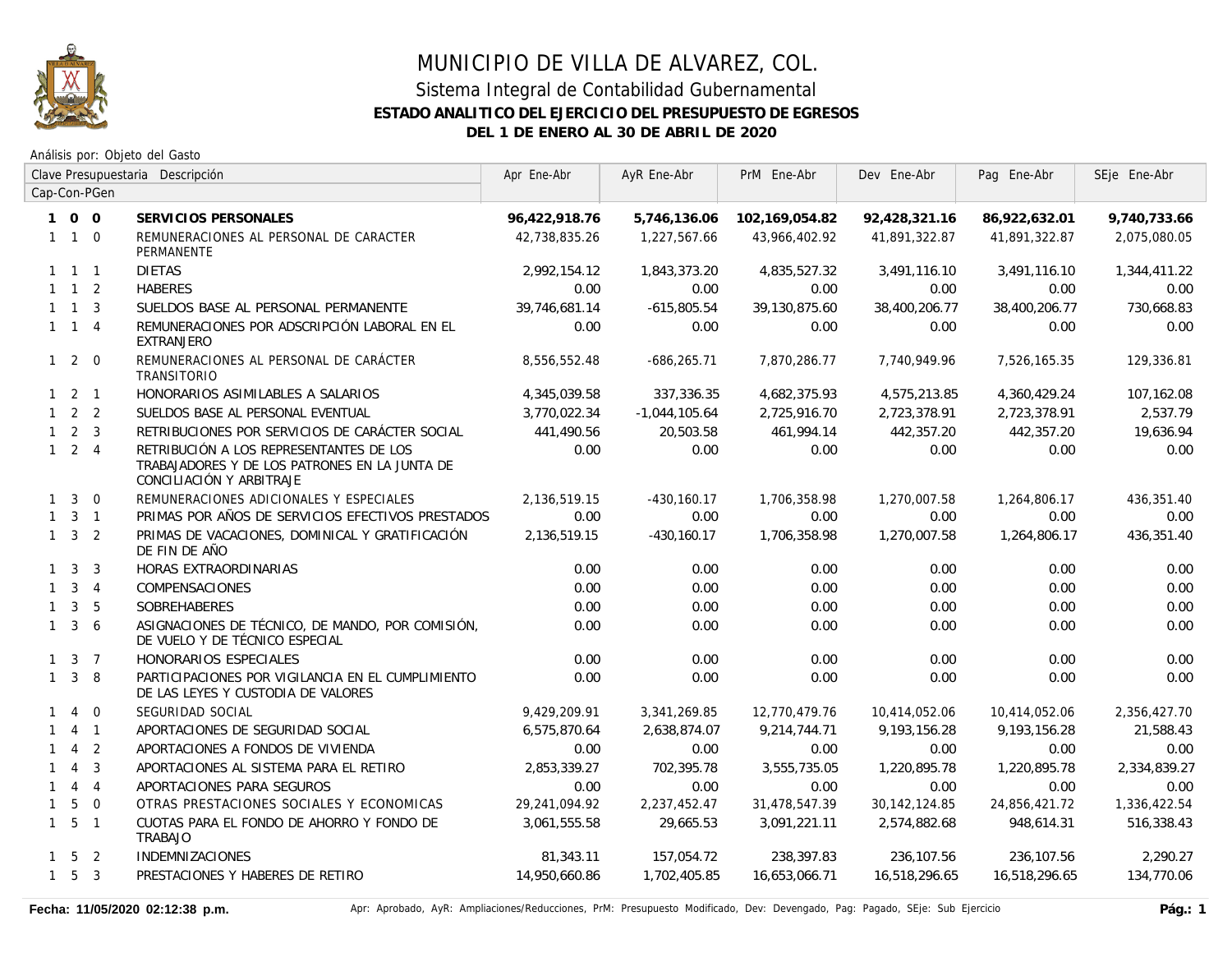# MUNICIPIO DE VILLA DE ALVAREZ, COL.

## Sistema Integral de Contabilidad Gubernamental

### ESTADO ANALITICO DEL EJERCICIO DEL PRESUPUESTO DE EGRESOS

### DEL 1 DE ENERO AL 30 DE ABRIL DE 2020

Análisis por: Objeto del Gasto

| Clave Presupuestaria Cap-Con-PGen | Descripción | Apr Ene-Abr | AyR Ene-Abr | PrM Ene-Abr | Dev Ene-Abr | Pag Ene-Abr | SEje Ene-Abr |
|---|---|---|---|---|---|---|---|
| **1 0 0** | **SERVICIOS PERSONALES** | **96,422,918.76** | **5,746,136.06** | **102,169,054.82** | **92,428,321.16** | **86,922,632.01** | **9,740,733.66** |
| 1 1 0 | REMUNERACIONES AL PERSONAL DE CARACTER PERMANENTE | 42,738,835.26 | 1,227,567.66 | 43,966,402.92 | 41,891,322.87 | 41,891,322.87 | 2,075,080.05 |
| 1 1 1 | DIETAS | 2,992,154.12 | 1,843,373.20 | 4,835,527.32 | 3,491,116.10 | 3,491,116.10 | 1,344,411.22 |
| 1 1 2 | HABERES | 0.00 | 0.00 | 0.00 | 0.00 | 0.00 | 0.00 |
| 1 1 3 | SUELDOS BASE AL PERSONAL PERMANENTE | 39,746,681.14 | -615,805.54 | 39,130,875.60 | 38,400,206.77 | 38,400,206.77 | 730,668.83 |
| 1 1 4 | REMUNERACIONES POR ADSCRIPCIÓN LABORAL EN EL EXTRANJERO | 0.00 | 0.00 | 0.00 | 0.00 | 0.00 | 0.00 |
| 1 2 0 | REMUNERACIONES AL PERSONAL DE CARÁCTER TRANSITORIO | 8,556,552.48 | -686,265.71 | 7,870,286.77 | 7,740,949.96 | 7,526,165.35 | 129,336.81 |
| 1 2 1 | HONORARIOS ASIMILABLES A SALARIOS | 4,345,039.58 | 337,336.35 | 4,682,375.93 | 4,575,213.85 | 4,360,429.24 | 107,162.08 |
| 1 2 2 | SUELDOS BASE AL PERSONAL EVENTUAL | 3,770,022.34 | -1,044,105.64 | 2,725,916.70 | 2,723,378.91 | 2,723,378.91 | 2,537.79 |
| 1 2 3 | RETRIBUCIONES POR SERVICIOS DE CARÁCTER SOCIAL | 441,490.56 | 20,503.58 | 461,994.14 | 442,357.20 | 442,357.20 | 19,636.94 |
| 1 2 4 | RETRIBUCIÓN A LOS REPRESENTANTES DE LOS TRABAJADORES Y DE LOS PATRONES EN LA JUNTA DE CONCILIACIÓN Y ARBITRAJE | 0.00 | 0.00 | 0.00 | 0.00 | 0.00 | 0.00 |
| 1 3 0 | REMUNERACIONES ADICIONALES Y ESPECIALES | 2,136,519.15 | -430,160.17 | 1,706,358.98 | 1,270,007.58 | 1,264,806.17 | 436,351.40 |
| 1 3 1 | PRIMAS POR AÑOS DE SERVICIOS EFECTIVOS PRESTADOS | 0.00 | 0.00 | 0.00 | 0.00 | 0.00 | 0.00 |
| 1 3 2 | PRIMAS DE VACACIONES, DOMINICAL Y GRATIFICACIÓN DE FIN DE AÑO | 2,136,519.15 | -430,160.17 | 1,706,358.98 | 1,270,007.58 | 1,264,806.17 | 436,351.40 |
| 1 3 3 | HORAS EXTRAORDINARIAS | 0.00 | 0.00 | 0.00 | 0.00 | 0.00 | 0.00 |
| 1 3 4 | COMPENSACIONES | 0.00 | 0.00 | 0.00 | 0.00 | 0.00 | 0.00 |
| 1 3 5 | SOBREHABERES | 0.00 | 0.00 | 0.00 | 0.00 | 0.00 | 0.00 |
| 1 3 6 | ASIGNACIONES DE TÉCNICO, DE MANDO, POR COMISIÓN, DE VUELO Y DE TÉCNICO ESPECIAL | 0.00 | 0.00 | 0.00 | 0.00 | 0.00 | 0.00 |
| 1 3 7 | HONORARIOS ESPECIALES | 0.00 | 0.00 | 0.00 | 0.00 | 0.00 | 0.00 |
| 1 3 8 | PARTICIPACIONES POR VIGILANCIA EN EL CUMPLIMIENTO DE LAS LEYES Y CUSTODIA DE VALORES | 0.00 | 0.00 | 0.00 | 0.00 | 0.00 | 0.00 |
| 1 4 0 | SEGURIDAD SOCIAL | 9,429,209.91 | 3,341,269.85 | 12,770,479.76 | 10,414,052.06 | 10,414,052.06 | 2,356,427.70 |
| 1 4 1 | APORTACIONES DE SEGURIDAD SOCIAL | 6,575,870.64 | 2,638,874.07 | 9,214,744.71 | 9,193,156.28 | 9,193,156.28 | 21,588.43 |
| 1 4 2 | APORTACIONES A FONDOS DE VIVIENDA | 0.00 | 0.00 | 0.00 | 0.00 | 0.00 | 0.00 |
| 1 4 3 | APORTACIONES AL SISTEMA PARA EL RETIRO | 2,853,339.27 | 702,395.78 | 3,555,735.05 | 1,220,895.78 | 1,220,895.78 | 2,334,839.27 |
| 1 4 4 | APORTACIONES PARA SEGUROS | 0.00 | 0.00 | 0.00 | 0.00 | 0.00 | 0.00 |
| 1 5 0 | OTRAS PRESTACIONES SOCIALES Y ECONOMICAS | 29,241,094.92 | 2,237,452.47 | 31,478,547.39 | 30,142,124.85 | 24,856,421.72 | 1,336,422.54 |
| 1 5 1 | CUOTAS PARA EL FONDO DE AHORRO Y FONDO DE TRABAJO | 3,061,555.58 | 29,665.53 | 3,091,221.11 | 2,574,882.68 | 948,614.31 | 516,338.43 |
| 1 5 2 | INDEMNIZACIONES | 81,343.11 | 157,054.72 | 238,397.83 | 236,107.56 | 236,107.56 | 2,290.27 |
| 1 5 3 | PRESTACIONES Y HABERES DE RETIRO | 14,950,660.86 | 1,702,405.85 | 16,653,066.71 | 16,518,296.65 | 16,518,296.65 | 134,770.06 |

Fecha: 11/05/2020 02:12:38 p.m.

Apr: Aprobado, AyR: Ampliaciones/Reducciones, PrM: Presupuesto Modificado, Dev: Devengado, Pag: Pagado, SEje: Sub Ejercicio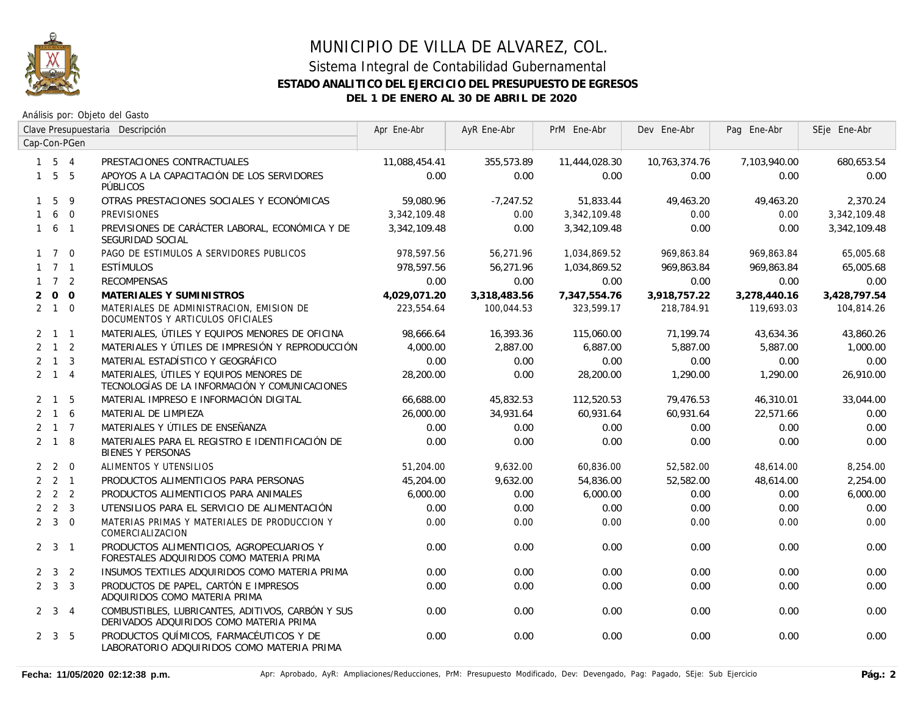# MUNICIPIO DE VILLA DE ALVAREZ, COL.

## Sistema Integral de Contabilidad Gubernamental

### ESTADO ANALITICO DEL EJERCICIO DEL PRESUPUESTO DE EGRESOS

### DEL 1 DE ENERO AL 30 DE ABRIL DE 2020

Análisis por: Objeto del Gasto

| Clave Presupuestaria Cap-Con-PGen | Descripción | Apr Ene-Abr | AyR Ene-Abr | PrM Ene-Abr | Dev Ene-Abr | Pag Ene-Abr | SEje Ene-Abr |
|---|---|---|---|---|---|---|---|
| 1 5 4 | PRESTACIONES CONTRACTUALES | 11,088,454.41 | 355,573.89 | 11,444,028.30 | 10,763,374.76 | 7,103,940.00 | 680,653.54 |
| 1 5 5 | APOYOS A LA CAPACITACIÓN DE LOS SERVIDORES PÚBLICOS | 0.00 | 0.00 | 0.00 | 0.00 | 0.00 | 0.00 |
| 1 5 9 | OTRAS PRESTACIONES SOCIALES Y ECONÓMICAS | 59,080.96 | -7,247.52 | 51,833.44 | 49,463.20 | 49,463.20 | 2,370.24 |
| 1 6 0 | PREVISIONES | 3,342,109.48 | 0.00 | 3,342,109.48 | 0.00 | 0.00 | 3,342,109.48 |
| 1 6 1 | PREVISIONES DE CARÁCTER LABORAL, ECONÓMICA Y DE SEGURIDAD SOCIAL | 3,342,109.48 | 0.00 | 3,342,109.48 | 0.00 | 0.00 | 3,342,109.48 |
| 1 7 0 | PAGO DE ESTIMULOS A SERVIDORES PUBLICOS | 978,597.56 | 56,271.96 | 1,034,869.52 | 969,863.84 | 969,863.84 | 65,005.68 |
| 1 7 1 | ESTÍMULOS | 978,597.56 | 56,271.96 | 1,034,869.52 | 969,863.84 | 969,863.84 | 65,005.68 |
| 1 7 2 | RECOMPENSAS | 0.00 | 0.00 | 0.00 | 0.00 | 0.00 | 0.00 |
| **2 0 0** | **MATERIALES Y SUMINISTROS** | **4,029,071.20** | **3,318,483.56** | **7,347,554.76** | **3,918,757.22** | **3,278,440.16** | **3,428,797.54** |
| 2 1 0 | MATERIALES DE ADMINISTRACION, EMISION DE DOCUMENTOS Y ARTICULOS OFICIALES | 223,554.64 | 100,044.53 | 323,599.17 | 218,784.91 | 119,693.03 | 104,814.26 |
| 2 1 1 | MATERIALES, ÚTILES Y EQUIPOS MENORES DE OFICINA | 98,666.64 | 16,393.36 | 115,060.00 | 71,199.74 | 43,634.36 | 43,860.26 |
| 2 1 2 | MATERIALES Y ÚTILES DE IMPRESIÓN Y REPRODUCCIÓN | 4,000.00 | 2,887.00 | 6,887.00 | 5,887.00 | 5,887.00 | 1,000.00 |
| 2 1 3 | MATERIAL ESTADÍSTICO Y GEOGRÁFICO | 0.00 | 0.00 | 0.00 | 0.00 | 0.00 | 0.00 |
| 2 1 4 | MATERIALES, ÚTILES Y EQUIPOS MENORES DE TECNOLOGÍAS DE LA INFORMACIÓN Y COMUNICACIONES | 28,200.00 | 0.00 | 28,200.00 | 1,290.00 | 1,290.00 | 26,910.00 |
| 2 1 5 | MATERIAL IMPRESO E INFORMACIÓN DIGITAL | 66,688.00 | 45,832.53 | 112,520.53 | 79,476.53 | 46,310.01 | 33,044.00 |
| 2 1 6 | MATERIAL DE LIMPIEZA | 26,000.00 | 34,931.64 | 60,931.64 | 60,931.64 | 22,571.66 | 0.00 |
| 2 1 7 | MATERIALES Y ÚTILES DE ENSEÑANZA | 0.00 | 0.00 | 0.00 | 0.00 | 0.00 | 0.00 |
| 2 1 8 | MATERIALES PARA EL REGISTRO E IDENTIFICACIÓN DE BIENES Y PERSONAS | 0.00 | 0.00 | 0.00 | 0.00 | 0.00 | 0.00 |
| 2 2 0 | ALIMENTOS Y UTENSILIOS | 51,204.00 | 9,632.00 | 60,836.00 | 52,582.00 | 48,614.00 | 8,254.00 |
| 2 2 1 | PRODUCTOS ALIMENTICIOS PARA PERSONAS | 45,204.00 | 9,632.00 | 54,836.00 | 52,582.00 | 48,614.00 | 2,254.00 |
| 2 2 2 | PRODUCTOS ALIMENTICIOS PARA ANIMALES | 6,000.00 | 0.00 | 6,000.00 | 0.00 | 0.00 | 6,000.00 |
| 2 2 3 | UTENSILIOS PARA EL SERVICIO DE ALIMENTACIÓN | 0.00 | 0.00 | 0.00 | 0.00 | 0.00 | 0.00 |
| 2 3 0 | MATERIAS PRIMAS Y MATERIALES DE PRODUCCION Y COMERCIALIZACION | 0.00 | 0.00 | 0.00 | 0.00 | 0.00 | 0.00 |
| 2 3 1 | PRODUCTOS ALIMENTICIOS, AGROPECUARIOS Y FORESTALES ADQUIRIDOS COMO MATERIA PRIMA | 0.00 | 0.00 | 0.00 | 0.00 | 0.00 | 0.00 |
| 2 3 2 | INSUMOS TEXTILES ADQUIRIDOS COMO MATERIA PRIMA | 0.00 | 0.00 | 0.00 | 0.00 | 0.00 | 0.00 |
| 2 3 3 | PRODUCTOS DE PAPEL, CARTÓN E IMPRESOS ADQUIRIDOS COMO MATERIA PRIMA | 0.00 | 0.00 | 0.00 | 0.00 | 0.00 | 0.00 |
| 2 3 4 | COMBUSTIBLES, LUBRICANTES, ADITIVOS, CARBÓN Y SUS DERIVADOS ADQUIRIDOS COMO MATERIA PRIMA | 0.00 | 0.00 | 0.00 | 0.00 | 0.00 | 0.00 |
| 2 3 5 | PRODUCTOS QUÍMICOS, FARMACÉUTICOS Y DE LABORATORIO ADQUIRIDOS COMO MATERIA PRIMA | 0.00 | 0.00 | 0.00 | 0.00 | 0.00 | 0.00 |

**Fecha: 11/05/2020 02:12:38 p.m.** Apr: Aprobado, AyR: Ampliaciones/Reducciones, PrM: Presupuesto Modificado, Dev: Devengado, Pag: Pagado, SEje: Sub Ejercicio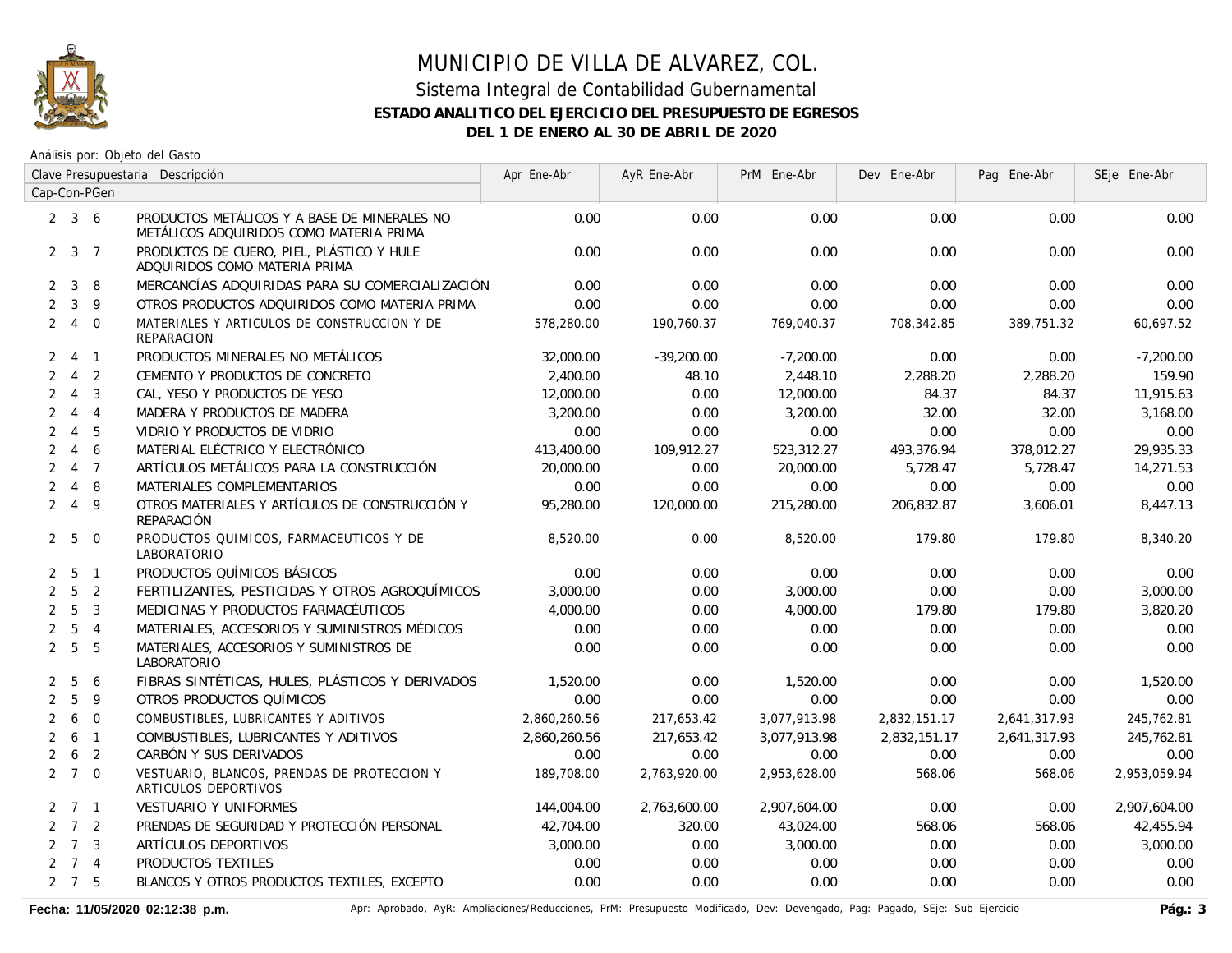# MUNICIPIO DE VILLA DE ALVAREZ, COL.

## Sistema Integral de Contabilidad Gubernamental

### ESTADO ANALITICO DEL EJERCICIO DEL PRESUPUESTO DE EGRESOS

### DEL 1 DE ENERO AL 30 DE ABRIL DE 2020

Análisis por: Objeto del Gasto

| Clave Presupuestaria Cap-Con-PGen | Descripción | Apr Ene-Abr | AyR Ene-Abr | PrM Ene-Abr | Dev Ene-Abr | Pag Ene-Abr | SEje Ene-Abr |
|---|---|---|---|---|---|---|---|
| 2 3 6 | PRODUCTOS METÁLICOS Y A BASE DE MINERALES NO METÁLICOS ADQUIRIDOS COMO MATERIA PRIMA | 0.00 | 0.00 | 0.00 | 0.00 | 0.00 | 0.00 |
| 2 3 7 | PRODUCTOS DE CUERO, PIEL, PLÁSTICO Y HULE ADQUIRIDOS COMO MATERIA PRIMA | 0.00 | 0.00 | 0.00 | 0.00 | 0.00 | 0.00 |
| 2 3 8 | MERCANCÍAS ADQUIRIDAS PARA SU COMERCIALIZACIÓN | 0.00 | 0.00 | 0.00 | 0.00 | 0.00 | 0.00 |
| 2 3 9 | OTROS PRODUCTOS ADQUIRIDOS COMO MATERIA PRIMA | 0.00 | 0.00 | 0.00 | 0.00 | 0.00 | 0.00 |
| 2 4 0 | MATERIALES Y ARTICULOS DE CONSTRUCCION Y DE REPARACION | 578,280.00 | 190,760.37 | 769,040.37 | 708,342.85 | 389,751.32 | 60,697.52 |
| 2 4 1 | PRODUCTOS MINERALES NO METÁLICOS | 32,000.00 | -39,200.00 | -7,200.00 | 0.00 | 0.00 | -7,200.00 |
| 2 4 2 | CEMENTO Y PRODUCTOS DE CONCRETO | 2,400.00 | 48.10 | 2,448.10 | 2,288.20 | 2,288.20 | 159.90 |
| 2 4 3 | CAL, YESO Y PRODUCTOS DE YESO | 12,000.00 | 0.00 | 12,000.00 | 84.37 | 84.37 | 11,915.63 |
| 2 4 4 | MADERA Y PRODUCTOS DE MADERA | 3,200.00 | 0.00 | 3,200.00 | 32.00 | 32.00 | 3,168.00 |
| 2 4 5 | VIDRIO Y PRODUCTOS DE VIDRIO | 0.00 | 0.00 | 0.00 | 0.00 | 0.00 | 0.00 |
| 2 4 6 | MATERIAL ELÉCTRICO Y ELECTRÓNICO | 413,400.00 | 109,912.27 | 523,312.27 | 493,376.94 | 378,012.27 | 29,935.33 |
| 2 4 7 | ARTÍCULOS METÁLICOS PARA LA CONSTRUCCIÓN | 20,000.00 | 0.00 | 20,000.00 | 5,728.47 | 5,728.47 | 14,271.53 |
| 2 4 8 | MATERIALES COMPLEMENTARIOS | 0.00 | 0.00 | 0.00 | 0.00 | 0.00 | 0.00 |
| 2 4 9 | OTROS MATERIALES Y ARTÍCULOS DE CONSTRUCCIÓN Y REPARACIÓN | 95,280.00 | 120,000.00 | 215,280.00 | 206,832.87 | 3,606.01 | 8,447.13 |
| 2 5 0 | PRODUCTOS QUIMICOS, FARMACEUTICOS Y DE LABORATORIO | 8,520.00 | 0.00 | 8,520.00 | 179.80 | 179.80 | 8,340.20 |
| 2 5 1 | PRODUCTOS QUÍMICOS BÁSICOS | 0.00 | 0.00 | 0.00 | 0.00 | 0.00 | 0.00 |
| 2 5 2 | FERTILIZANTES, PESTICIDAS Y OTROS AGROQUÍMICOS | 3,000.00 | 0.00 | 3,000.00 | 0.00 | 0.00 | 3,000.00 |
| 2 5 3 | MEDICINAS Y PRODUCTOS FARMACÉUTICOS | 4,000.00 | 0.00 | 4,000.00 | 179.80 | 179.80 | 3,820.20 |
| 2 5 4 | MATERIALES, ACCESORIOS Y SUMINISTROS MÉDICOS | 0.00 | 0.00 | 0.00 | 0.00 | 0.00 | 0.00 |
| 2 5 5 | MATERIALES, ACCESORIOS Y SUMINISTROS DE LABORATORIO | 0.00 | 0.00 | 0.00 | 0.00 | 0.00 | 0.00 |
| 2 5 6 | FIBRAS SINTÉTICAS, HULES, PLÁSTICOS Y DERIVADOS | 1,520.00 | 0.00 | 1,520.00 | 0.00 | 0.00 | 1,520.00 |
| 2 5 9 | OTROS PRODUCTOS QUÍMICOS | 0.00 | 0.00 | 0.00 | 0.00 | 0.00 | 0.00 |
| 2 6 0 | COMBUSTIBLES, LUBRICANTES Y ADITIVOS | 2,860,260.56 | 217,653.42 | 3,077,913.98 | 2,832,151.17 | 2,641,317.93 | 245,762.81 |
| 2 6 1 | COMBUSTIBLES, LUBRICANTES Y ADITIVOS | 2,860,260.56 | 217,653.42 | 3,077,913.98 | 2,832,151.17 | 2,641,317.93 | 245,762.81 |
| 2 6 2 | CARBÓN Y SUS DERIVADOS | 0.00 | 0.00 | 0.00 | 0.00 | 0.00 | 0.00 |
| 2 7 0 | VESTUARIO, BLANCOS, PRENDAS DE PROTECCION Y ARTICULOS DEPORTIVOS | 189,708.00 | 2,763,920.00 | 2,953,628.00 | 568.06 | 568.06 | 2,953,059.94 |
| 2 7 1 | VESTUARIO Y UNIFORMES | 144,004.00 | 2,763,600.00 | 2,907,604.00 | 0.00 | 0.00 | 2,907,604.00 |
| 2 7 2 | PRENDAS DE SEGURIDAD Y PROTECCIÓN PERSONAL | 42,704.00 | 320.00 | 43,024.00 | 568.06 | 568.06 | 42,455.94 |
| 2 7 3 | ARTÍCULOS DEPORTIVOS | 3,000.00 | 0.00 | 3,000.00 | 0.00 | 0.00 | 3,000.00 |
| 2 7 4 | PRODUCTOS TEXTILES | 0.00 | 0.00 | 0.00 | 0.00 | 0.00 | 0.00 |
| 2 7 5 | BLANCOS Y OTROS PRODUCTOS TEXTILES, EXCEPTO | 0.00 | 0.00 | 0.00 | 0.00 | 0.00 | 0.00 |

**Fecha: 11/05/2020 02:12:38 p.m.** Apr: Aprobado, AyR: Ampliaciones/Reducciones, PrM: Presupuesto Modificado, Dev: Devengado, Pag: Pagado, SEje: Sub Ejercicio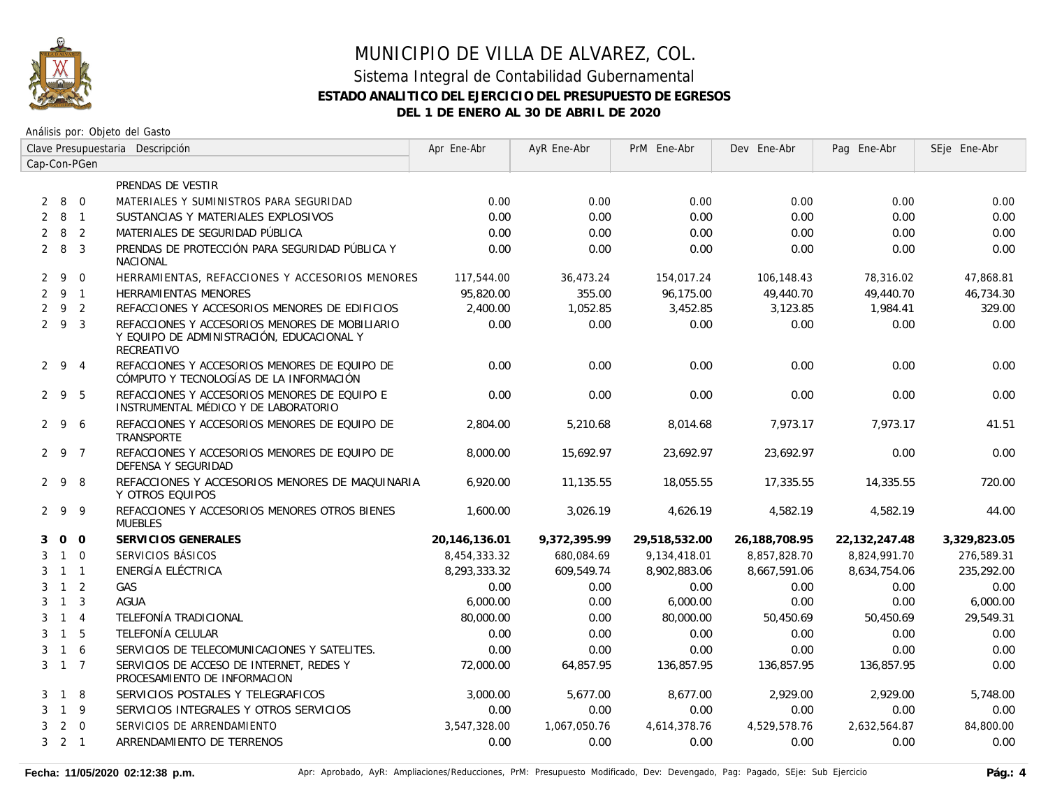# MUNICIPIO DE VILLA DE ALVAREZ, COL.

## Sistema Integral de Contabilidad Gubernamental

### ESTADO ANALITICO DEL EJERCICIO DEL PRESUPUESTO DE EGRESOS

### DEL 1 DE ENERO AL 30 DE ABRIL DE 2020

Análisis por: Objeto del Gasto

| Clave Presupuestaria Cap-Con-PGen | Descripción | Apr Ene-Abr | AyR Ene-Abr | PrM Ene-Abr | Dev Ene-Abr | Pag Ene-Abr | SEje Ene-Abr |
|---|---|---|---|---|---|---|---|
| | PRENDAS DE VESTIR | | | | | | |
| 2 8 0 | MATERIALES Y SUMINISTROS PARA SEGURIDAD | 0.00 | 0.00 | 0.00 | 0.00 | 0.00 | 0.00 |
| 2 8 1 | SUSTANCIAS Y MATERIALES EXPLOSIVOS | 0.00 | 0.00 | 0.00 | 0.00 | 0.00 | 0.00 |
| 2 8 2 | MATERIALES DE SEGURIDAD PÚBLICA | 0.00 | 0.00 | 0.00 | 0.00 | 0.00 | 0.00 |
| 2 8 3 | PRENDAS DE PROTECCIÓN PARA SEGURIDAD PÚBLICA Y NACIONAL | 0.00 | 0.00 | 0.00 | 0.00 | 0.00 | 0.00 |
| 2 9 0 | HERRAMIENTAS, REFACCIONES Y ACCESORIOS MENORES | 117,544.00 | 36,473.24 | 154,017.24 | 106,148.43 | 78,316.02 | 47,868.81 |
| 2 9 1 | HERRAMIENTAS MENORES | 95,820.00 | 355.00 | 96,175.00 | 49,440.70 | 49,440.70 | 46,734.30 |
| 2 9 2 | REFACCIONES Y ACCESORIOS MENORES DE EDIFICIOS | 2,400.00 | 1,052.85 | 3,452.85 | 3,123.85 | 1,984.41 | 329.00 |
| 2 9 3 | REFACCIONES Y ACCESORIOS MENORES DE MOBILIARIO Y EQUIPO DE ADMINISTRACIÓN, EDUCACIONAL Y RECREATIVO | 0.00 | 0.00 | 0.00 | 0.00 | 0.00 | 0.00 |
| 2 9 4 | REFACCIONES Y ACCESORIOS MENORES DE EQUIPO DE CÓMPUTO Y TECNOLOGÍAS DE LA INFORMACIÓN | 0.00 | 0.00 | 0.00 | 0.00 | 0.00 | 0.00 |
| 2 9 5 | REFACCIONES Y ACCESORIOS MENORES DE EQUIPO E INSTRUMENTAL MÉDICO Y DE LABORATORIO | 0.00 | 0.00 | 0.00 | 0.00 | 0.00 | 0.00 |
| 2 9 6 | REFACCIONES Y ACCESORIOS MENORES DE EQUIPO DE TRANSPORTE | 2,804.00 | 5,210.68 | 8,014.68 | 7,973.17 | 7,973.17 | 41.51 |
| 2 9 7 | REFACCIONES Y ACCESORIOS MENORES DE EQUIPO DE DEFENSA Y SEGURIDAD | 8,000.00 | 15,692.97 | 23,692.97 | 23,692.97 | 0.00 | 0.00 |
| 2 9 8 | REFACCIONES Y ACCESORIOS MENORES DE MAQUINARIA Y OTROS EQUIPOS | 6,920.00 | 11,135.55 | 18,055.55 | 17,335.55 | 14,335.55 | 720.00 |
| 2 9 9 | REFACCIONES Y ACCESORIOS MENORES OTROS BIENES MUEBLES | 1,600.00 | 3,026.19 | 4,626.19 | 4,582.19 | 4,582.19 | 44.00 |
| **3 0 0** | **SERVICIOS GENERALES** | **20,146,136.01** | **9,372,395.99** | **29,518,532.00** | **26,188,708.95** | **22,132,247.48** | **3,329,823.05** |
| 3 1 0 | SERVICIOS BÁSICOS | 8,454,333.32 | 680,084.69 | 9,134,418.01 | 8,857,828.70 | 8,824,991.70 | 276,589.31 |
| 3 1 1 | ENERGÍA ELÉCTRICA | 8,293,333.32 | 609,549.74 | 8,902,883.06 | 8,667,591.06 | 8,634,754.06 | 235,292.00 |
| 3 1 2 | GAS | 0.00 | 0.00 | 0.00 | 0.00 | 0.00 | 0.00 |
| 3 1 3 | AGUA | 6,000.00 | 0.00 | 6,000.00 | 0.00 | 0.00 | 6,000.00 |
| 3 1 4 | TELEFONÍA TRADICIONAL | 80,000.00 | 0.00 | 80,000.00 | 50,450.69 | 50,450.69 | 29,549.31 |
| 3 1 5 | TELEFONÍA CELULAR | 0.00 | 0.00 | 0.00 | 0.00 | 0.00 | 0.00 |
| 3 1 6 | SERVICIOS DE TELECOMUNICACIONES Y SATELITES. | 0.00 | 0.00 | 0.00 | 0.00 | 0.00 | 0.00 |
| 3 1 7 | SERVICIOS DE ACCESO DE INTERNET, REDES Y PROCESAMIENTO DE INFORMACION | 72,000.00 | 64,857.95 | 136,857.95 | 136,857.95 | 136,857.95 | 0.00 |
| 3 1 8 | SERVICIOS POSTALES Y TELEGRAFICOS | 3,000.00 | 5,677.00 | 8,677.00 | 2,929.00 | 2,929.00 | 5,748.00 |
| 3 1 9 | SERVICIOS INTEGRALES Y OTROS SERVICIOS | 0.00 | 0.00 | 0.00 | 0.00 | 0.00 | 0.00 |
| 3 2 0 | SERVICIOS DE ARRENDAMIENTO | 3,547,328.00 | 1,067,050.76 | 4,614,378.76 | 4,529,578.76 | 2,632,564.87 | 84,800.00 |
| 3 2 1 | ARRENDAMIENTO DE TERRENOS | 0.00 | 0.00 | 0.00 | 0.00 | 0.00 | 0.00 |

Fecha: 11/05/2020 02:12:38 p.m. — Apr: Aprobado, AyR: Ampliaciones/Reducciones, PrM: Presupuesto Modificado, Dev: Devengado, Pag: Pagado, SEje: Sub Ejercicio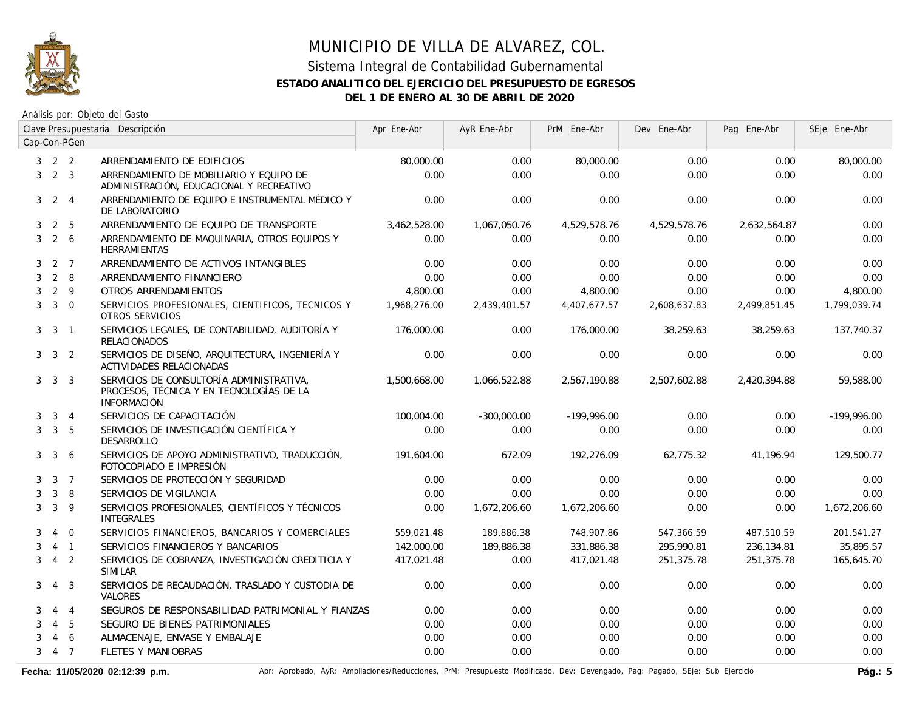# MUNICIPIO DE VILLA DE ALVAREZ, COL.

## Sistema Integral de Contabilidad Gubernamental

### ESTADO ANALITICO DEL EJERCICIO DEL PRESUPUESTO DE EGRESOS

### DEL 1 DE ENERO AL 30 DE ABRIL DE 2020

Análisis por: Objeto del Gasto

| Clave Presupuestaria Cap-Con-PGen | Descripción | Apr Ene-Abr | AyR Ene-Abr | PrM Ene-Abr | Dev Ene-Abr | Pag Ene-Abr | SEje Ene-Abr |
|---|---|---|---|---|---|---|---|
| 3 2 2 | ARRENDAMIENTO DE EDIFICIOS | 80,000.00 | 0.00 | 80,000.00 | 0.00 | 0.00 | 80,000.00 |
| 3 2 3 | ARRENDAMIENTO DE MOBILIARIO Y EQUIPO DE ADMINISTRACIÓN, EDUCACIONAL Y RECREATIVO | 0.00 | 0.00 | 0.00 | 0.00 | 0.00 | 0.00 |
| 3 2 4 | ARRENDAMIENTO DE EQUIPO E INSTRUMENTAL MÉDICO Y DE LABORATORIO | 0.00 | 0.00 | 0.00 | 0.00 | 0.00 | 0.00 |
| 3 2 5 | ARRENDAMIENTO DE EQUIPO DE TRANSPORTE | 3,462,528.00 | 1,067,050.76 | 4,529,578.76 | 4,529,578.76 | 2,632,564.87 | 0.00 |
| 3 2 6 | ARRENDAMIENTO DE MAQUINARIA, OTROS EQUIPOS Y HERRAMIENTAS | 0.00 | 0.00 | 0.00 | 0.00 | 0.00 | 0.00 |
| 3 2 7 | ARRENDAMIENTO DE ACTIVOS INTANGIBLES | 0.00 | 0.00 | 0.00 | 0.00 | 0.00 | 0.00 |
| 3 2 8 | ARRENDAMIENTO FINANCIERO | 0.00 | 0.00 | 0.00 | 0.00 | 0.00 | 0.00 |
| 3 2 9 | OTROS ARRENDAMIENTOS | 4,800.00 | 0.00 | 4,800.00 | 0.00 | 0.00 | 4,800.00 |
| 3 3 0 | SERVICIOS PROFESIONALES, CIENTIFICOS, TECNICOS Y OTROS SERVICIOS | 1,968,276.00 | 2,439,401.57 | 4,407,677.57 | 2,608,637.83 | 2,499,851.45 | 1,799,039.74 |
| 3 3 1 | SERVICIOS LEGALES, DE CONTABILIDAD, AUDITORÍA Y RELACIONADOS | 176,000.00 | 0.00 | 176,000.00 | 38,259.63 | 38,259.63 | 137,740.37 |
| 3 3 2 | SERVICIOS DE DISEÑO, ARQUITECTURA, INGENIERÍA Y ACTIVIDADES RELACIONADAS | 0.00 | 0.00 | 0.00 | 0.00 | 0.00 | 0.00 |
| 3 3 3 | SERVICIOS DE CONSULTORÍA ADMINISTRATIVA, PROCESOS, TÉCNICA Y EN TECNOLOGÍAS DE LA INFORMACIÓN | 1,500,668.00 | 1,066,522.88 | 2,567,190.88 | 2,507,602.88 | 2,420,394.88 | 59,588.00 |
| 3 3 4 | SERVICIOS DE CAPACITACIÓN | 100,004.00 | -300,000.00 | -199,996.00 | 0.00 | 0.00 | -199,996.00 |
| 3 3 5 | SERVICIOS DE INVESTIGACIÓN CIENTÍFICA Y DESARROLLO | 0.00 | 0.00 | 0.00 | 0.00 | 0.00 | 0.00 |
| 3 3 6 | SERVICIOS DE APOYO ADMINISTRATIVO, TRADUCCIÓN, FOTOCOPIADO E IMPRESIÓN | 191,604.00 | 672.09 | 192,276.09 | 62,775.32 | 41,196.94 | 129,500.77 |
| 3 3 7 | SERVICIOS DE PROTECCIÓN Y SEGURIDAD | 0.00 | 0.00 | 0.00 | 0.00 | 0.00 | 0.00 |
| 3 3 8 | SERVICIOS DE VIGILANCIA | 0.00 | 0.00 | 0.00 | 0.00 | 0.00 | 0.00 |
| 3 3 9 | SERVICIOS PROFESIONALES, CIENTÍFICOS Y TÉCNICOS INTEGRALES | 0.00 | 1,672,206.60 | 1,672,206.60 | 0.00 | 0.00 | 1,672,206.60 |
| 3 4 0 | SERVICIOS FINANCIEROS, BANCARIOS Y COMERCIALES | 559,021.48 | 189,886.38 | 748,907.86 | 547,366.59 | 487,510.59 | 201,541.27 |
| 3 4 1 | SERVICIOS FINANCIEROS Y BANCARIOS | 142,000.00 | 189,886.38 | 331,886.38 | 295,990.81 | 236,134.81 | 35,895.57 |
| 3 4 2 | SERVICIOS DE COBRANZA, INVESTIGACIÓN CREDITICIA Y SIMILAR | 417,021.48 | 0.00 | 417,021.48 | 251,375.78 | 251,375.78 | 165,645.70 |
| 3 4 3 | SERVICIOS DE RECAUDACIÓN, TRASLADO Y CUSTODIA DE VALORES | 0.00 | 0.00 | 0.00 | 0.00 | 0.00 | 0.00 |
| 3 4 4 | SEGUROS DE RESPONSABILIDAD PATRIMONIAL Y FIANZAS | 0.00 | 0.00 | 0.00 | 0.00 | 0.00 | 0.00 |
| 3 4 5 | SEGURO DE BIENES PATRIMONIALES | 0.00 | 0.00 | 0.00 | 0.00 | 0.00 | 0.00 |
| 3 4 6 | ALMACENAJE, ENVASE Y EMBALAJE | 0.00 | 0.00 | 0.00 | 0.00 | 0.00 | 0.00 |
| 3 4 7 | FLETES Y MANIOBRAS | 0.00 | 0.00 | 0.00 | 0.00 | 0.00 | 0.00 |

Fecha: 11/05/2020 02:12:39 p.m.

Apr: Aprobado, AyR: Ampliaciones/Reducciones, PrM: Presupuesto Modificado, Dev: Devengado, Pag: Pagado, SEje: Sub Ejercicio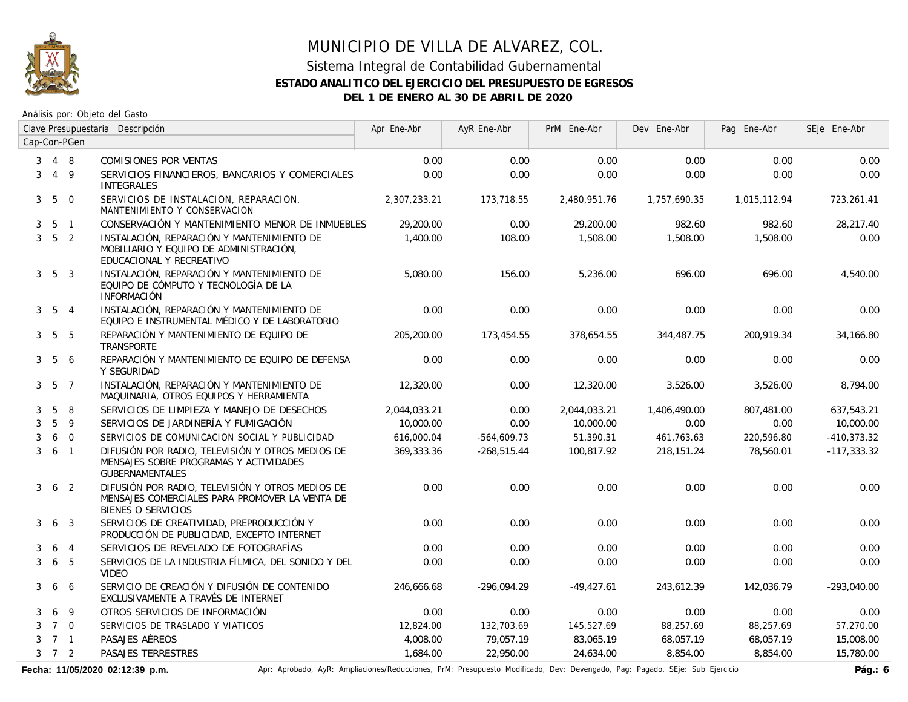# MUNICIPIO DE VILLA DE ALVAREZ, COL.

## Sistema Integral de Contabilidad Gubernamental

### ESTADO ANALITICO DEL EJERCICIO DEL PRESUPUESTO DE EGRESOS

### DEL 1 DE ENERO AL 30 DE ABRIL DE 2020

Análisis por: Objeto del Gasto

| Clave Presupuestaria Cap-Con-PGen | Descripción | Apr Ene-Abr | AyR Ene-Abr | PrM Ene-Abr | Dev Ene-Abr | Pag Ene-Abr | SEje Ene-Abr |
|---|---|---|---|---|---|---|---|
| 3 4 8 | COMISIONES POR VENTAS | 0.00 | 0.00 | 0.00 | 0.00 | 0.00 | 0.00 |
| 3 4 9 | SERVICIOS FINANCIEROS, BANCARIOS Y COMERCIALES INTEGRALES | 0.00 | 0.00 | 0.00 | 0.00 | 0.00 | 0.00 |
| 3 5 0 | SERVICIOS DE INSTALACION, REPARACION, MANTENIMIENTO Y CONSERVACION | 2,307,233.21 | 173,718.55 | 2,480,951.76 | 1,757,690.35 | 1,015,112.94 | 723,261.41 |
| 3 5 1 | CONSERVACIÓN Y MANTENIMIENTO MENOR DE INMUEBLES | 29,200.00 | 0.00 | 29,200.00 | 982.60 | 982.60 | 28,217.40 |
| 3 5 2 | INSTALACIÓN, REPARACIÓN Y MANTENIMIENTO DE MOBILIARIO Y EQUIPO DE ADMINISTRACIÓN, EDUCACIONAL Y RECREATIVO | 1,400.00 | 108.00 | 1,508.00 | 1,508.00 | 1,508.00 | 0.00 |
| 3 5 3 | INSTALACIÓN, REPARACIÓN Y MANTENIMIENTO DE EQUIPO DE CÓMPUTO Y TECNOLOGÍA DE LA INFORMACIÓN | 5,080.00 | 156.00 | 5,236.00 | 696.00 | 696.00 | 4,540.00 |
| 3 5 4 | INSTALACIÓN, REPARACIÓN Y MANTENIMIENTO DE EQUIPO E INSTRUMENTAL MÉDICO Y DE LABORATORIO | 0.00 | 0.00 | 0.00 | 0.00 | 0.00 | 0.00 |
| 3 5 5 | REPARACIÓN Y MANTENIMIENTO DE EQUIPO DE TRANSPORTE | 205,200.00 | 173,454.55 | 378,654.55 | 344,487.75 | 200,919.34 | 34,166.80 |
| 3 5 6 | REPARACIÓN Y MANTENIMIENTO DE EQUIPO DE DEFENSA Y SEGURIDAD | 0.00 | 0.00 | 0.00 | 0.00 | 0.00 | 0.00 |
| 3 5 7 | INSTALACIÓN, REPARACIÓN Y MANTENIMIENTO DE MAQUINARIA, OTROS EQUIPOS Y HERRAMIENTA | 12,320.00 | 0.00 | 12,320.00 | 3,526.00 | 3,526.00 | 8,794.00 |
| 3 5 8 | SERVICIOS DE LIMPIEZA Y MANEJO DE DESECHOS | 2,044,033.21 | 0.00 | 2,044,033.21 | 1,406,490.00 | 807,481.00 | 637,543.21 |
| 3 5 9 | SERVICIOS DE JARDINERÍA Y FUMIGACIÓN | 10,000.00 | 0.00 | 10,000.00 | 0.00 | 0.00 | 10,000.00 |
| 3 6 0 | SERVICIOS DE COMUNICACION SOCIAL Y PUBLICIDAD | 616,000.04 | -564,609.73 | 51,390.31 | 461,763.63 | 220,596.80 | -410,373.32 |
| 3 6 1 | DIFUSIÓN POR RADIO, TELEVISIÓN Y OTROS MEDIOS DE MENSAJES SOBRE PROGRAMAS Y ACTIVIDADES GUBERNAMENTALES | 369,333.36 | -268,515.44 | 100,817.92 | 218,151.24 | 78,560.01 | -117,333.32 |
| 3 6 2 | DIFUSIÓN POR RADIO, TELEVISIÓN Y OTROS MEDIOS DE MENSAJES COMERCIALES PARA PROMOVER LA VENTA DE BIENES O SERVICIOS | 0.00 | 0.00 | 0.00 | 0.00 | 0.00 | 0.00 |
| 3 6 3 | SERVICIOS DE CREATIVIDAD, PREPRODUCCIÓN Y PRODUCCIÓN DE PUBLICIDAD, EXCEPTO INTERNET | 0.00 | 0.00 | 0.00 | 0.00 | 0.00 | 0.00 |
| 3 6 4 | SERVICIOS DE REVELADO DE FOTOGRAFÍAS | 0.00 | 0.00 | 0.00 | 0.00 | 0.00 | 0.00 |
| 3 6 5 | SERVICIOS DE LA INDUSTRIA FÍLMICA, DEL SONIDO Y DEL VIDEO | 0.00 | 0.00 | 0.00 | 0.00 | 0.00 | 0.00 |
| 3 6 6 | SERVICIO DE CREACIÓN Y DIFUSIÓN DE CONTENIDO EXCLUSIVAMENTE A TRAVÉS DE INTERNET | 246,666.68 | -296,094.29 | -49,427.61 | 243,612.39 | 142,036.79 | -293,040.00 |
| 3 6 9 | OTROS SERVICIOS DE INFORMACIÓN | 0.00 | 0.00 | 0.00 | 0.00 | 0.00 | 0.00 |
| 3 7 0 | SERVICIOS DE TRASLADO Y VIATICOS | 12,824.00 | 132,703.69 | 145,527.69 | 88,257.69 | 88,257.69 | 57,270.00 |
| 3 7 1 | PASAJES AÉREOS | 4,008.00 | 79,057.19 | 83,065.19 | 68,057.19 | 68,057.19 | 15,008.00 |
| 3 7 2 | PASAJES TERRESTRES | 1,684.00 | 22,950.00 | 24,634.00 | 8,854.00 | 8,854.00 | 15,780.00 |

Fecha: 11/05/2020 02:12:39 p.m.

Apr: Aprobado, AyR: Ampliaciones/Reducciones, PrM: Presupuesto Modificado, Dev: Devengado, Pag: Pagado, SEje: Sub Ejercicio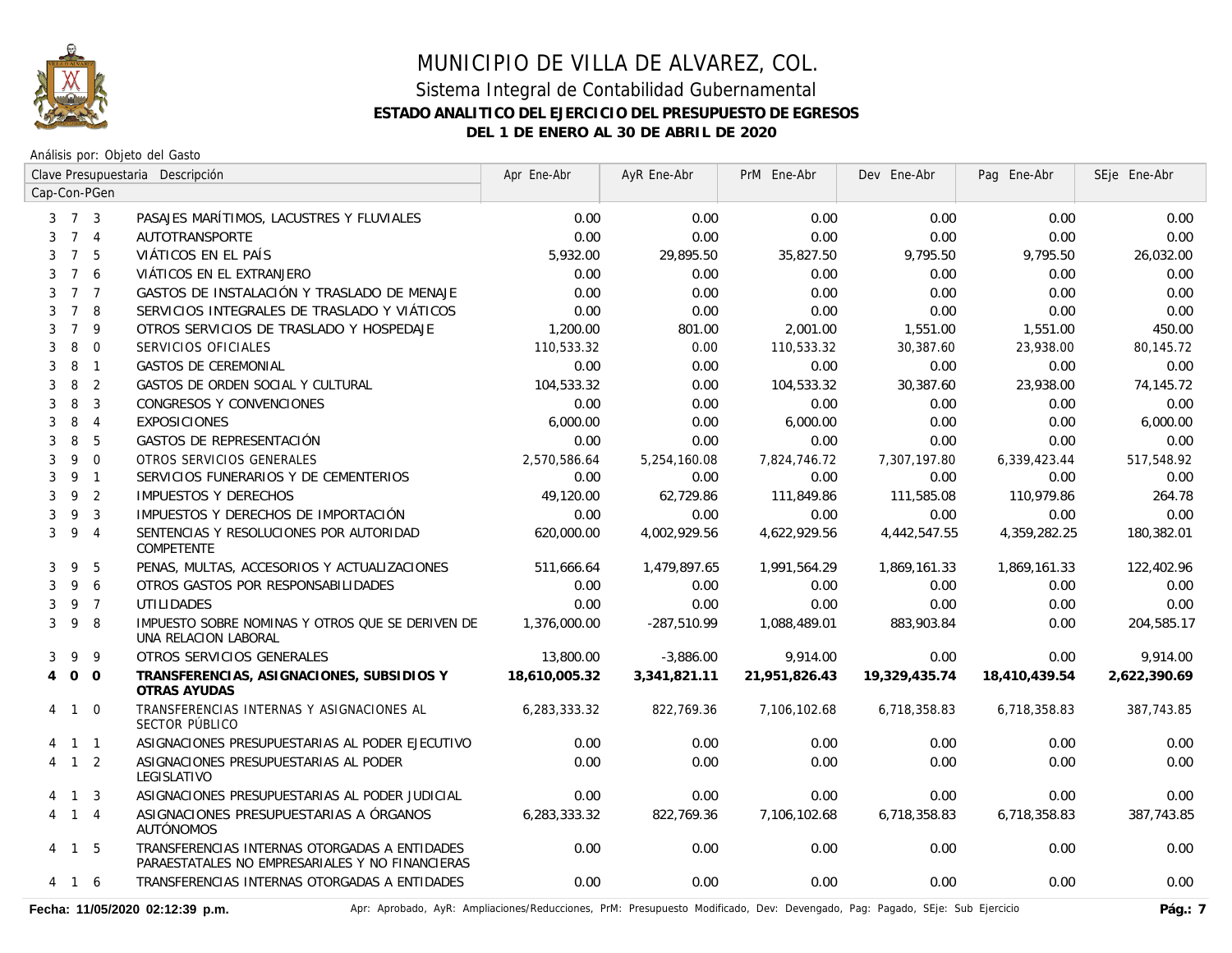# MUNICIPIO DE VILLA DE ALVAREZ, COL.

## Sistema Integral de Contabilidad Gubernamental

### ESTADO ANALITICO DEL EJERCICIO DEL PRESUPUESTO DE EGRESOS

### DEL 1 DE ENERO AL 30 DE ABRIL DE 2020

Análisis por: Objeto del Gasto

| Clave Presupuestaria Cap-Con-PGen | Descripción | Apr Ene-Abr | AyR Ene-Abr | PrM Ene-Abr | Dev Ene-Abr | Pag Ene-Abr | SEje Ene-Abr |
|---|---|---|---|---|---|---|---|
| 3 7 3 | PASAJES MARÍTIMOS, LACUSTRES Y FLUVIALES | 0.00 | 0.00 | 0.00 | 0.00 | 0.00 | 0.00 |
| 3 7 4 | AUTOTRANSPORTE | 0.00 | 0.00 | 0.00 | 0.00 | 0.00 | 0.00 |
| 3 7 5 | VIÁTICOS EN EL PAÍS | 5,932.00 | 29,895.50 | 35,827.50 | 9,795.50 | 9,795.50 | 26,032.00 |
| 3 7 6 | VIÁTICOS EN EL EXTRANJERO | 0.00 | 0.00 | 0.00 | 0.00 | 0.00 | 0.00 |
| 3 7 7 | GASTOS DE INSTALACIÓN Y TRASLADO DE MENAJE | 0.00 | 0.00 | 0.00 | 0.00 | 0.00 | 0.00 |
| 3 7 8 | SERVICIOS INTEGRALES DE TRASLADO Y VIÁTICOS | 0.00 | 0.00 | 0.00 | 0.00 | 0.00 | 0.00 |
| 3 7 9 | OTROS SERVICIOS DE TRASLADO Y HOSPEDAJE | 1,200.00 | 801.00 | 2,001.00 | 1,551.00 | 1,551.00 | 450.00 |
| 3 8 0 | SERVICIOS OFICIALES | 110,533.32 | 0.00 | 110,533.32 | 30,387.60 | 23,938.00 | 80,145.72 |
| 3 8 1 | GASTOS DE CEREMONIAL | 0.00 | 0.00 | 0.00 | 0.00 | 0.00 | 0.00 |
| 3 8 2 | GASTOS DE ORDEN SOCIAL Y CULTURAL | 104,533.32 | 0.00 | 104,533.32 | 30,387.60 | 23,938.00 | 74,145.72 |
| 3 8 3 | CONGRESOS Y CONVENCIONES | 0.00 | 0.00 | 0.00 | 0.00 | 0.00 | 0.00 |
| 3 8 4 | EXPOSICIONES | 6,000.00 | 0.00 | 6,000.00 | 0.00 | 0.00 | 6,000.00 |
| 3 8 5 | GASTOS DE REPRESENTACIÓN | 0.00 | 0.00 | 0.00 | 0.00 | 0.00 | 0.00 |
| 3 9 0 | OTROS SERVICIOS GENERALES | 2,570,586.64 | 5,254,160.08 | 7,824,746.72 | 7,307,197.80 | 6,339,423.44 | 517,548.92 |
| 3 9 1 | SERVICIOS FUNERARIOS Y DE CEMENTERIOS | 0.00 | 0.00 | 0.00 | 0.00 | 0.00 | 0.00 |
| 3 9 2 | IMPUESTOS Y DERECHOS | 49,120.00 | 62,729.86 | 111,849.86 | 111,585.08 | 110,979.86 | 264.78 |
| 3 9 3 | IMPUESTOS Y DERECHOS DE IMPORTACIÓN | 0.00 | 0.00 | 0.00 | 0.00 | 0.00 | 0.00 |
| 3 9 4 | SENTENCIAS Y RESOLUCIONES POR AUTORIDAD COMPETENTE | 620,000.00 | 4,002,929.56 | 4,622,929.56 | 4,442,547.55 | 4,359,282.25 | 180,382.01 |
| 3 9 5 | PENAS, MULTAS, ACCESORIOS Y ACTUALIZACIONES | 511,666.64 | 1,479,897.65 | 1,991,564.29 | 1,869,161.33 | 1,869,161.33 | 122,402.96 |
| 3 9 6 | OTROS GASTOS POR RESPONSABILIDADES | 0.00 | 0.00 | 0.00 | 0.00 | 0.00 | 0.00 |
| 3 9 7 | UTILIDADES | 0.00 | 0.00 | 0.00 | 0.00 | 0.00 | 0.00 |
| 3 9 8 | IMPUESTO SOBRE NOMINAS Y OTROS QUE SE DERIVEN DE UNA RELACION LABORAL | 1,376,000.00 | -287,510.99 | 1,088,489.01 | 883,903.84 | 0.00 | 204,585.17 |
| 3 9 9 | OTROS SERVICIOS GENERALES | 13,800.00 | -3,886.00 | 9,914.00 | 0.00 | 0.00 | 9,914.00 |
| **4 0 0** | **TRANSFERENCIAS, ASIGNACIONES, SUBSIDIOS Y OTRAS AYUDAS** | **18,610,005.32** | **3,341,821.11** | **21,951,826.43** | **19,329,435.74** | **18,410,439.54** | **2,622,390.69** |
| 4 1 0 | TRANSFERENCIAS INTERNAS Y ASIGNACIONES AL SECTOR PÚBLICO | 6,283,333.32 | 822,769.36 | 7,106,102.68 | 6,718,358.83 | 6,718,358.83 | 387,743.85 |
| 4 1 1 | ASIGNACIONES PRESUPUESTARIAS AL PODER EJECUTIVO | 0.00 | 0.00 | 0.00 | 0.00 | 0.00 | 0.00 |
| 4 1 2 | ASIGNACIONES PRESUPUESTARIAS AL PODER LEGISLATIVO | 0.00 | 0.00 | 0.00 | 0.00 | 0.00 | 0.00 |
| 4 1 3 | ASIGNACIONES PRESUPUESTARIAS AL PODER JUDICIAL | 0.00 | 0.00 | 0.00 | 0.00 | 0.00 | 0.00 |
| 4 1 4 | ASIGNACIONES PRESUPUESTARIAS A ÓRGANOS AUTÓNOMOS | 6,283,333.32 | 822,769.36 | 7,106,102.68 | 6,718,358.83 | 6,718,358.83 | 387,743.85 |
| 4 1 5 | TRANSFERENCIAS INTERNAS OTORGADAS A ENTIDADES PARAESTATALES NO EMPRESARIALES Y NO FINANCIERAS | 0.00 | 0.00 | 0.00 | 0.00 | 0.00 | 0.00 |
| 4 1 6 | TRANSFERENCIAS INTERNAS OTORGADAS A ENTIDADES | 0.00 | 0.00 | 0.00 | 0.00 | 0.00 | 0.00 |

Fecha: 11/05/2020 02:12:39 p.m.

Apr: Aprobado, AyR: Ampliaciones/Reducciones, PrM: Presupuesto Modificado, Dev: Devengado, Pag: Pagado, SEje: Sub Ejercicio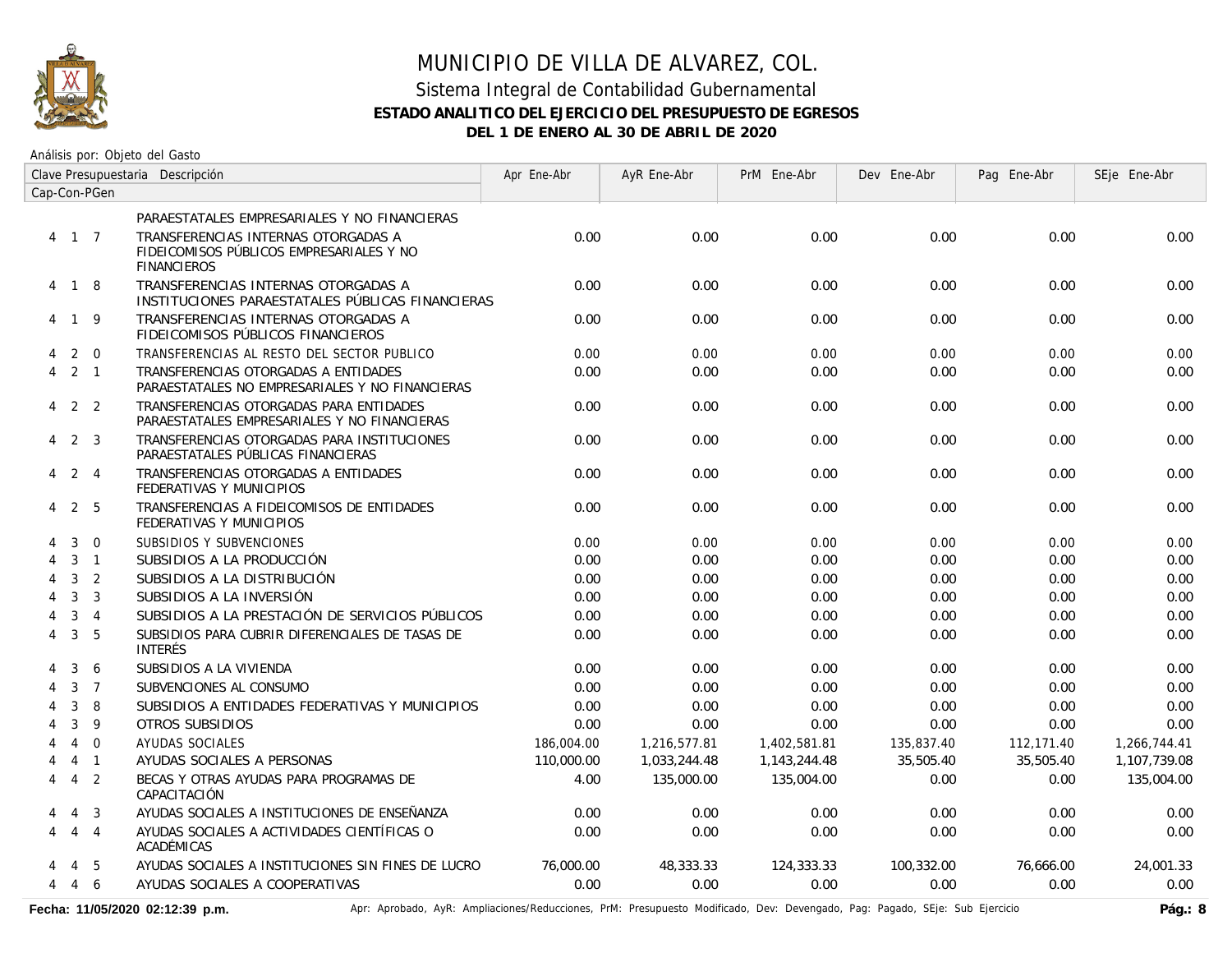# MUNICIPIO DE VILLA DE ALVAREZ, COL.

## Sistema Integral de Contabilidad Gubernamental

### ESTADO ANALITICO DEL EJERCICIO DEL PRESUPUESTO DE EGRESOS

### DEL 1 DE ENERO AL 30 DE ABRIL DE 2020

Análisis por: Objeto del Gasto

| Clave Presupuestaria Cap-Con-PGen | Descripción | Apr Ene-Abr | AyR Ene-Abr | PrM Ene-Abr | Dev Ene-Abr | Pag Ene-Abr | SEje Ene-Abr |
|---|---|---|---|---|---|---|---|
| | PARAESTATALES EMPRESARIALES Y NO FINANCIERAS | | | | | | |
| 4 1 7 | TRANSFERENCIAS INTERNAS OTORGADAS A FIDEICOMISOS PÚBLICOS EMPRESARIALES Y NO FINANCIEROS | 0.00 | 0.00 | 0.00 | 0.00 | 0.00 | 0.00 |
| 4 1 8 | TRANSFERENCIAS INTERNAS OTORGADAS A INSTITUCIONES PARAESTATALES PÚBLICAS FINANCIERAS | 0.00 | 0.00 | 0.00 | 0.00 | 0.00 | 0.00 |
| 4 1 9 | TRANSFERENCIAS INTERNAS OTORGADAS A FIDEICOMISOS PÚBLICOS FINANCIEROS | 0.00 | 0.00 | 0.00 | 0.00 | 0.00 | 0.00 |
| 4 2 0 | TRANSFERENCIAS AL RESTO DEL SECTOR PUBLICO | 0.00 | 0.00 | 0.00 | 0.00 | 0.00 | 0.00 |
| 4 2 1 | TRANSFERENCIAS OTORGADAS A ENTIDADES PARAESTATALES NO EMPRESARIALES Y NO FINANCIERAS | 0.00 | 0.00 | 0.00 | 0.00 | 0.00 | 0.00 |
| 4 2 2 | TRANSFERENCIAS OTORGADAS PARA ENTIDADES PARAESTATALES EMPRESARIALES Y NO FINANCIERAS | 0.00 | 0.00 | 0.00 | 0.00 | 0.00 | 0.00 |
| 4 2 3 | TRANSFERENCIAS OTORGADAS PARA INSTITUCIONES PARAESTATALES PÚBLICAS FINANCIERAS | 0.00 | 0.00 | 0.00 | 0.00 | 0.00 | 0.00 |
| 4 2 4 | TRANSFERENCIAS OTORGADAS A ENTIDADES FEDERATIVAS Y MUNICIPIOS | 0.00 | 0.00 | 0.00 | 0.00 | 0.00 | 0.00 |
| 4 2 5 | TRANSFERENCIAS A FIDEICOMISOS DE ENTIDADES FEDERATIVAS Y MUNICIPIOS | 0.00 | 0.00 | 0.00 | 0.00 | 0.00 | 0.00 |
| 4 3 0 | SUBSIDIOS Y SUBVENCIONES | 0.00 | 0.00 | 0.00 | 0.00 | 0.00 | 0.00 |
| 4 3 1 | SUBSIDIOS A LA PRODUCCIÓN | 0.00 | 0.00 | 0.00 | 0.00 | 0.00 | 0.00 |
| 4 3 2 | SUBSIDIOS A LA DISTRIBUCIÓN | 0.00 | 0.00 | 0.00 | 0.00 | 0.00 | 0.00 |
| 4 3 3 | SUBSIDIOS A LA INVERSIÓN | 0.00 | 0.00 | 0.00 | 0.00 | 0.00 | 0.00 |
| 4 3 4 | SUBSIDIOS A LA PRESTACIÓN DE SERVICIOS PÚBLICOS | 0.00 | 0.00 | 0.00 | 0.00 | 0.00 | 0.00 |
| 4 3 5 | SUBSIDIOS PARA CUBRIR DIFERENCIALES DE TASAS DE INTERÉS | 0.00 | 0.00 | 0.00 | 0.00 | 0.00 | 0.00 |
| 4 3 6 | SUBSIDIOS A LA VIVIENDA | 0.00 | 0.00 | 0.00 | 0.00 | 0.00 | 0.00 |
| 4 3 7 | SUBVENCIONES AL CONSUMO | 0.00 | 0.00 | 0.00 | 0.00 | 0.00 | 0.00 |
| 4 3 8 | SUBSIDIOS A ENTIDADES FEDERATIVAS Y MUNICIPIOS | 0.00 | 0.00 | 0.00 | 0.00 | 0.00 | 0.00 |
| 4 3 9 | OTROS SUBSIDIOS | 0.00 | 0.00 | 0.00 | 0.00 | 0.00 | 0.00 |
| 4 4 0 | AYUDAS SOCIALES | 186,004.00 | 1,216,577.81 | 1,402,581.81 | 135,837.40 | 112,171.40 | 1,266,744.41 |
| 4 4 1 | AYUDAS SOCIALES A PERSONAS | 110,000.00 | 1,033,244.48 | 1,143,244.48 | 35,505.40 | 35,505.40 | 1,107,739.08 |
| 4 4 2 | BECAS Y OTRAS AYUDAS PARA PROGRAMAS DE CAPACITACIÓN | 4.00 | 135,000.00 | 135,004.00 | 0.00 | 0.00 | 135,004.00 |
| 4 4 3 | AYUDAS SOCIALES A INSTITUCIONES DE ENSEÑANZA | 0.00 | 0.00 | 0.00 | 0.00 | 0.00 | 0.00 |
| 4 4 4 | AYUDAS SOCIALES A ACTIVIDADES CIENTÍFICAS O ACADÉMICAS | 0.00 | 0.00 | 0.00 | 0.00 | 0.00 | 0.00 |
| 4 4 5 | AYUDAS SOCIALES A INSTITUCIONES SIN FINES DE LUCRO | 76,000.00 | 48,333.33 | 124,333.33 | 100,332.00 | 76,666.00 | 24,001.33 |
| 4 4 6 | AYUDAS SOCIALES A COOPERATIVAS | 0.00 | 0.00 | 0.00 | 0.00 | 0.00 | 0.00 |

Fecha: 11/05/2020 02:12:39 p.m.

Apr: Aprobado, AyR: Ampliaciones/Reducciones, PrM: Presupuesto Modificado, Dev: Devengado, Pag: Pagado, SEje: Sub Ejercicio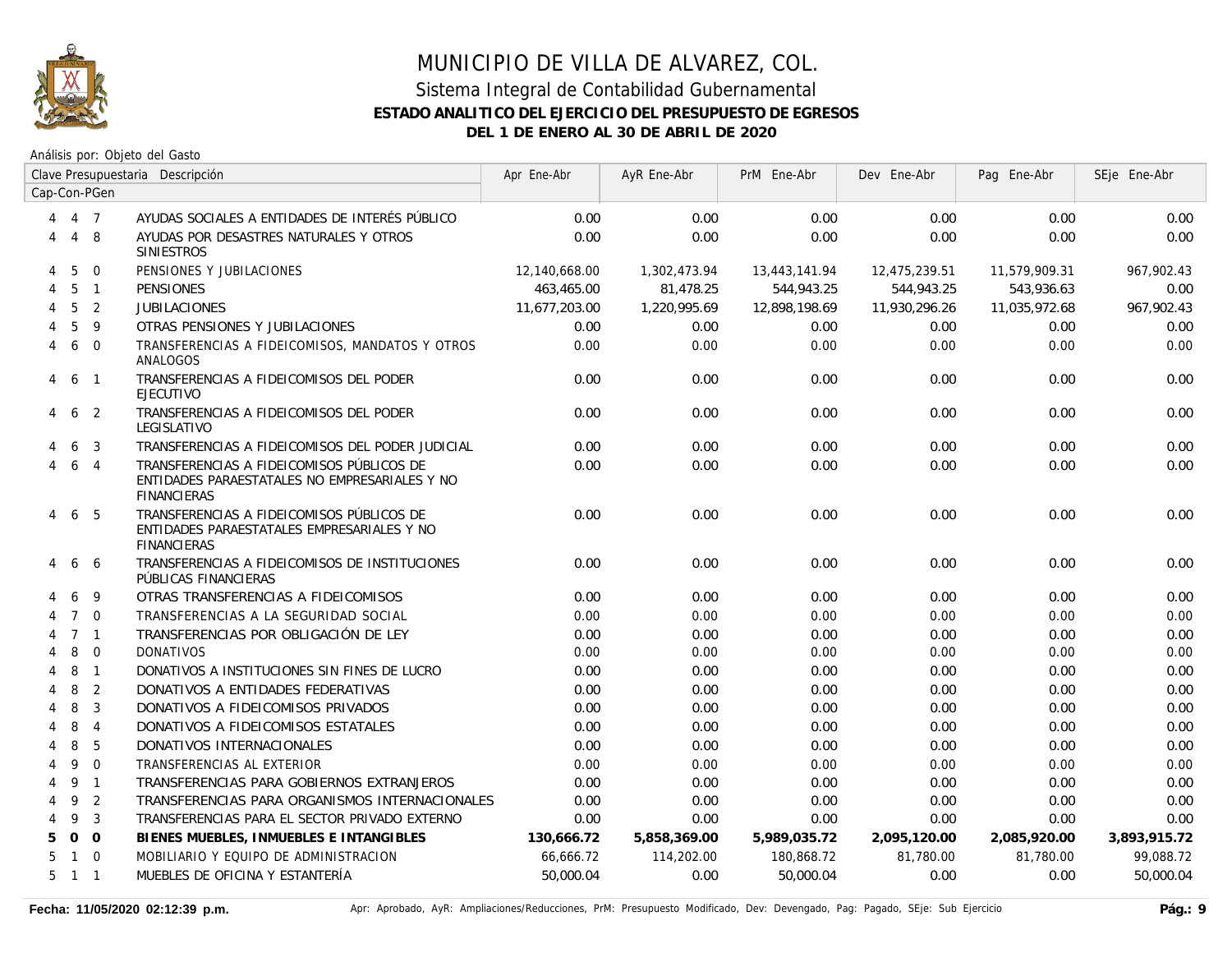# MUNICIPIO DE VILLA DE ALVAREZ, COL.

## Sistema Integral de Contabilidad Gubernamental

### ESTADO ANALITICO DEL EJERCICIO DEL PRESUPUESTO DE EGRESOS

### DEL 1 DE ENERO AL 30 DE ABRIL DE 2020

Análisis por: Objeto del Gasto

| Clave Presupuestaria Cap-Con-PGen | Descripción | Apr Ene-Abr | AyR Ene-Abr | PrM Ene-Abr | Dev Ene-Abr | Pag Ene-Abr | SEje Ene-Abr |
|---|---|---|---|---|---|---|---|
| 4 4 7 | AYUDAS SOCIALES A ENTIDADES DE INTERÉS PÚBLICO | 0.00 | 0.00 | 0.00 | 0.00 | 0.00 | 0.00 |
| 4 4 8 | AYUDAS POR DESASTRES NATURALES Y OTROS SINIESTROS | 0.00 | 0.00 | 0.00 | 0.00 | 0.00 | 0.00 |
| 4 5 0 | PENSIONES Y JUBILACIONES | 12,140,668.00 | 1,302,473.94 | 13,443,141.94 | 12,475,239.51 | 11,579,909.31 | 967,902.43 |
| 4 5 1 | PENSIONES | 463,465.00 | 81,478.25 | 544,943.25 | 544,943.25 | 543,936.63 | 0.00 |
| 4 5 2 | JUBILACIONES | 11,677,203.00 | 1,220,995.69 | 12,898,198.69 | 11,930,296.26 | 11,035,972.68 | 967,902.43 |
| 4 5 9 | OTRAS PENSIONES Y JUBILACIONES | 0.00 | 0.00 | 0.00 | 0.00 | 0.00 | 0.00 |
| 4 6 0 | TRANSFERENCIAS A FIDEICOMISOS, MANDATOS Y OTROS ANALOGOS | 0.00 | 0.00 | 0.00 | 0.00 | 0.00 | 0.00 |
| 4 6 1 | TRANSFERENCIAS A FIDEICOMISOS DEL PODER EJECUTIVO | 0.00 | 0.00 | 0.00 | 0.00 | 0.00 | 0.00 |
| 4 6 2 | TRANSFERENCIAS A FIDEICOMISOS DEL PODER LEGISLATIVO | 0.00 | 0.00 | 0.00 | 0.00 | 0.00 | 0.00 |
| 4 6 3 | TRANSFERENCIAS A FIDEICOMISOS DEL PODER JUDICIAL | 0.00 | 0.00 | 0.00 | 0.00 | 0.00 | 0.00 |
| 4 6 4 | TRANSFERENCIAS A FIDEICOMISOS PÚBLICOS DE ENTIDADES PARAESTATALES NO EMPRESARIALES Y NO FINANCIERAS | 0.00 | 0.00 | 0.00 | 0.00 | 0.00 | 0.00 |
| 4 6 5 | TRANSFERENCIAS A FIDEICOMISOS PÚBLICOS DE ENTIDADES PARAESTATALES EMPRESARIALES Y NO FINANCIERAS | 0.00 | 0.00 | 0.00 | 0.00 | 0.00 | 0.00 |
| 4 6 6 | TRANSFERENCIAS A FIDEICOMISOS DE INSTITUCIONES PÚBLICAS FINANCIERAS | 0.00 | 0.00 | 0.00 | 0.00 | 0.00 | 0.00 |
| 4 6 9 | OTRAS TRANSFERENCIAS A FIDEICOMISOS | 0.00 | 0.00 | 0.00 | 0.00 | 0.00 | 0.00 |
| 4 7 0 | TRANSFERENCIAS A LA SEGURIDAD SOCIAL | 0.00 | 0.00 | 0.00 | 0.00 | 0.00 | 0.00 |
| 4 7 1 | TRANSFERENCIAS POR OBLIGACIÓN DE LEY | 0.00 | 0.00 | 0.00 | 0.00 | 0.00 | 0.00 |
| 4 8 0 | DONATIVOS | 0.00 | 0.00 | 0.00 | 0.00 | 0.00 | 0.00 |
| 4 8 1 | DONATIVOS A INSTITUCIONES SIN FINES DE LUCRO | 0.00 | 0.00 | 0.00 | 0.00 | 0.00 | 0.00 |
| 4 8 2 | DONATIVOS A ENTIDADES FEDERATIVAS | 0.00 | 0.00 | 0.00 | 0.00 | 0.00 | 0.00 |
| 4 8 3 | DONATIVOS A FIDEICOMISOS PRIVADOS | 0.00 | 0.00 | 0.00 | 0.00 | 0.00 | 0.00 |
| 4 8 4 | DONATIVOS A FIDEICOMISOS ESTATALES | 0.00 | 0.00 | 0.00 | 0.00 | 0.00 | 0.00 |
| 4 8 5 | DONATIVOS INTERNACIONALES | 0.00 | 0.00 | 0.00 | 0.00 | 0.00 | 0.00 |
| 4 9 0 | TRANSFERENCIAS AL EXTERIOR | 0.00 | 0.00 | 0.00 | 0.00 | 0.00 | 0.00 |
| 4 9 1 | TRANSFERENCIAS PARA GOBIERNOS EXTRANJEROS | 0.00 | 0.00 | 0.00 | 0.00 | 0.00 | 0.00 |
| 4 9 2 | TRANSFERENCIAS PARA ORGANISMOS INTERNACIONALES | 0.00 | 0.00 | 0.00 | 0.00 | 0.00 | 0.00 |
| 4 9 3 | TRANSFERENCIAS PARA EL SECTOR PRIVADO EXTERNO | 0.00 | 0.00 | 0.00 | 0.00 | 0.00 | 0.00 |
| **5 0 0** | **BIENES MUEBLES, INMUEBLES E INTANGIBLES** | **130,666.72** | **5,858,369.00** | **5,989,035.72** | **2,095,120.00** | **2,085,920.00** | **3,893,915.72** |
| 5 1 0 | MOBILIARIO Y EQUIPO DE ADMINISTRACION | 66,666.72 | 114,202.00 | 180,868.72 | 81,780.00 | 81,780.00 | 99,088.72 |
| 5 1 1 | MUEBLES DE OFICINA Y ESTANTERÍA | 50,000.04 | 0.00 | 50,000.04 | 0.00 | 0.00 | 50,000.04 |

Fecha: 11/05/2020 02:12:39 p.m.

Apr: Aprobado, AyR: Ampliaciones/Reducciones, PrM: Presupuesto Modificado, Dev: Devengado, Pag: Pagado, SEje: Sub Ejercicio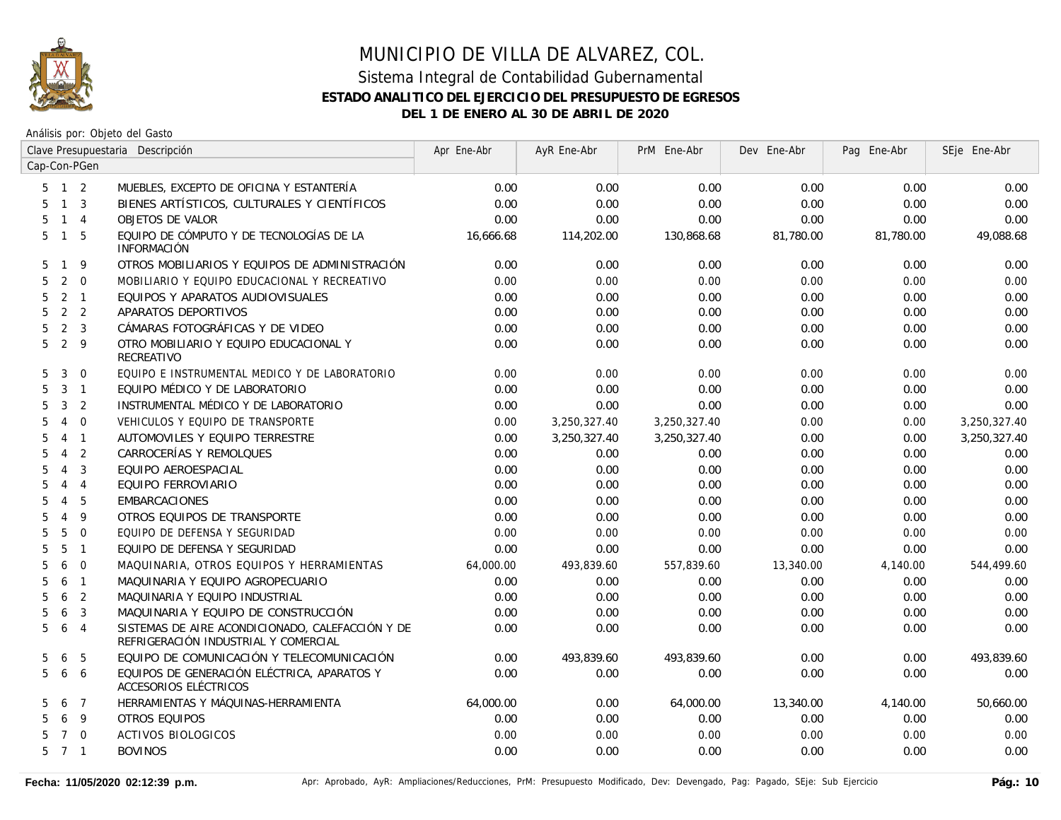# MUNICIPIO DE VILLA DE ALVAREZ, COL.

## Sistema Integral de Contabilidad Gubernamental

### ESTADO ANALITICO DEL EJERCICIO DEL PRESUPUESTO DE EGRESOS

### DEL 1 DE ENERO AL 30 DE ABRIL DE 2020

Análisis por: Objeto del Gasto

| Clave Presupuestaria Cap-Con-PGen | Descripción | Apr Ene-Abr | AyR Ene-Abr | PrM Ene-Abr | Dev Ene-Abr | Pag Ene-Abr | SEje Ene-Abr |
|---|---|---|---|---|---|---|---|
| 5 1 2 | MUEBLES, EXCEPTO DE OFICINA Y ESTANTERÍA | 0.00 | 0.00 | 0.00 | 0.00 | 0.00 | 0.00 |
| 5 1 3 | BIENES ARTÍSTICOS, CULTURALES Y CIENTÍFICOS | 0.00 | 0.00 | 0.00 | 0.00 | 0.00 | 0.00 |
| 5 1 4 | OBJETOS DE VALOR | 0.00 | 0.00 | 0.00 | 0.00 | 0.00 | 0.00 |
| 5 1 5 | EQUIPO DE CÓMPUTO Y DE TECNOLOGÍAS DE LA INFORMACIÓN | 16,666.68 | 114,202.00 | 130,868.68 | 81,780.00 | 81,780.00 | 49,088.68 |
| 5 1 9 | OTROS MOBILIARIOS Y EQUIPOS DE ADMINISTRACIÓN | 0.00 | 0.00 | 0.00 | 0.00 | 0.00 | 0.00 |
| 5 2 0 | MOBILIARIO Y EQUIPO EDUCACIONAL Y RECREATIVO | 0.00 | 0.00 | 0.00 | 0.00 | 0.00 | 0.00 |
| 5 2 1 | EQUIPOS Y APARATOS AUDIOVISUALES | 0.00 | 0.00 | 0.00 | 0.00 | 0.00 | 0.00 |
| 5 2 2 | APARATOS DEPORTIVOS | 0.00 | 0.00 | 0.00 | 0.00 | 0.00 | 0.00 |
| 5 2 3 | CÁMARAS FOTOGRÁFICAS Y DE VIDEO | 0.00 | 0.00 | 0.00 | 0.00 | 0.00 | 0.00 |
| 5 2 9 | OTRO MOBILIARIO Y EQUIPO EDUCACIONAL Y RECREATIVO | 0.00 | 0.00 | 0.00 | 0.00 | 0.00 | 0.00 |
| 5 3 0 | EQUIPO E INSTRUMENTAL MEDICO Y DE LABORATORIO | 0.00 | 0.00 | 0.00 | 0.00 | 0.00 | 0.00 |
| 5 3 1 | EQUIPO MÉDICO Y DE LABORATORIO | 0.00 | 0.00 | 0.00 | 0.00 | 0.00 | 0.00 |
| 5 3 2 | INSTRUMENTAL MÉDICO Y DE LABORATORIO | 0.00 | 0.00 | 0.00 | 0.00 | 0.00 | 0.00 |
| 5 4 0 | VEHICULOS Y EQUIPO DE TRANSPORTE | 0.00 | 3,250,327.40 | 3,250,327.40 | 0.00 | 0.00 | 3,250,327.40 |
| 5 4 1 | AUTOMOVILES Y EQUIPO TERRESTRE | 0.00 | 3,250,327.40 | 3,250,327.40 | 0.00 | 0.00 | 3,250,327.40 |
| 5 4 2 | CARROCERÍAS Y REMOLQUES | 0.00 | 0.00 | 0.00 | 0.00 | 0.00 | 0.00 |
| 5 4 3 | EQUIPO AEROESPACIAL | 0.00 | 0.00 | 0.00 | 0.00 | 0.00 | 0.00 |
| 5 4 4 | EQUIPO FERROVIARIO | 0.00 | 0.00 | 0.00 | 0.00 | 0.00 | 0.00 |
| 5 4 5 | EMBARCACIONES | 0.00 | 0.00 | 0.00 | 0.00 | 0.00 | 0.00 |
| 5 4 9 | OTROS EQUIPOS DE TRANSPORTE | 0.00 | 0.00 | 0.00 | 0.00 | 0.00 | 0.00 |
| 5 5 0 | EQUIPO DE DEFENSA Y SEGURIDAD | 0.00 | 0.00 | 0.00 | 0.00 | 0.00 | 0.00 |
| 5 5 1 | EQUIPO DE DEFENSA Y SEGURIDAD | 0.00 | 0.00 | 0.00 | 0.00 | 0.00 | 0.00 |
| 5 6 0 | MAQUINARIA, OTROS EQUIPOS Y HERRAMIENTAS | 64,000.00 | 493,839.60 | 557,839.60 | 13,340.00 | 4,140.00 | 544,499.60 |
| 5 6 1 | MAQUINARIA Y EQUIPO AGROPECUARIO | 0.00 | 0.00 | 0.00 | 0.00 | 0.00 | 0.00 |
| 5 6 2 | MAQUINARIA Y EQUIPO INDUSTRIAL | 0.00 | 0.00 | 0.00 | 0.00 | 0.00 | 0.00 |
| 5 6 3 | MAQUINARIA Y EQUIPO DE CONSTRUCCIÓN | 0.00 | 0.00 | 0.00 | 0.00 | 0.00 | 0.00 |
| 5 6 4 | SISTEMAS DE AIRE ACONDICIONADO, CALEFACCIÓN Y DE REFRIGERACIÓN INDUSTRIAL Y COMERCIAL | 0.00 | 0.00 | 0.00 | 0.00 | 0.00 | 0.00 |
| 5 6 5 | EQUIPO DE COMUNICACIÓN Y TELECOMUNICACIÓN | 0.00 | 493,839.60 | 493,839.60 | 0.00 | 0.00 | 493,839.60 |
| 5 6 6 | EQUIPOS DE GENERACIÓN ELÉCTRICA, APARATOS Y ACCESORIOS ELÉCTRICOS | 0.00 | 0.00 | 0.00 | 0.00 | 0.00 | 0.00 |
| 5 6 7 | HERRAMIENTAS Y MÁQUINAS-HERRAMIENTA | 64,000.00 | 0.00 | 64,000.00 | 13,340.00 | 4,140.00 | 50,660.00 |
| 5 6 9 | OTROS EQUIPOS | 0.00 | 0.00 | 0.00 | 0.00 | 0.00 | 0.00 |
| 5 7 0 | ACTIVOS BIOLOGICOS | 0.00 | 0.00 | 0.00 | 0.00 | 0.00 | 0.00 |
| 5 7 1 | BOVINOS | 0.00 | 0.00 | 0.00 | 0.00 | 0.00 | 0.00 |

Fecha: 11/05/2020 02:12:39 p.m. Apr: Aprobado, AyR: Ampliaciones/Reducciones, PrM: Presupuesto Modificado, Dev: Devengado, Pag: Pagado, SEje: Sub Ejercicio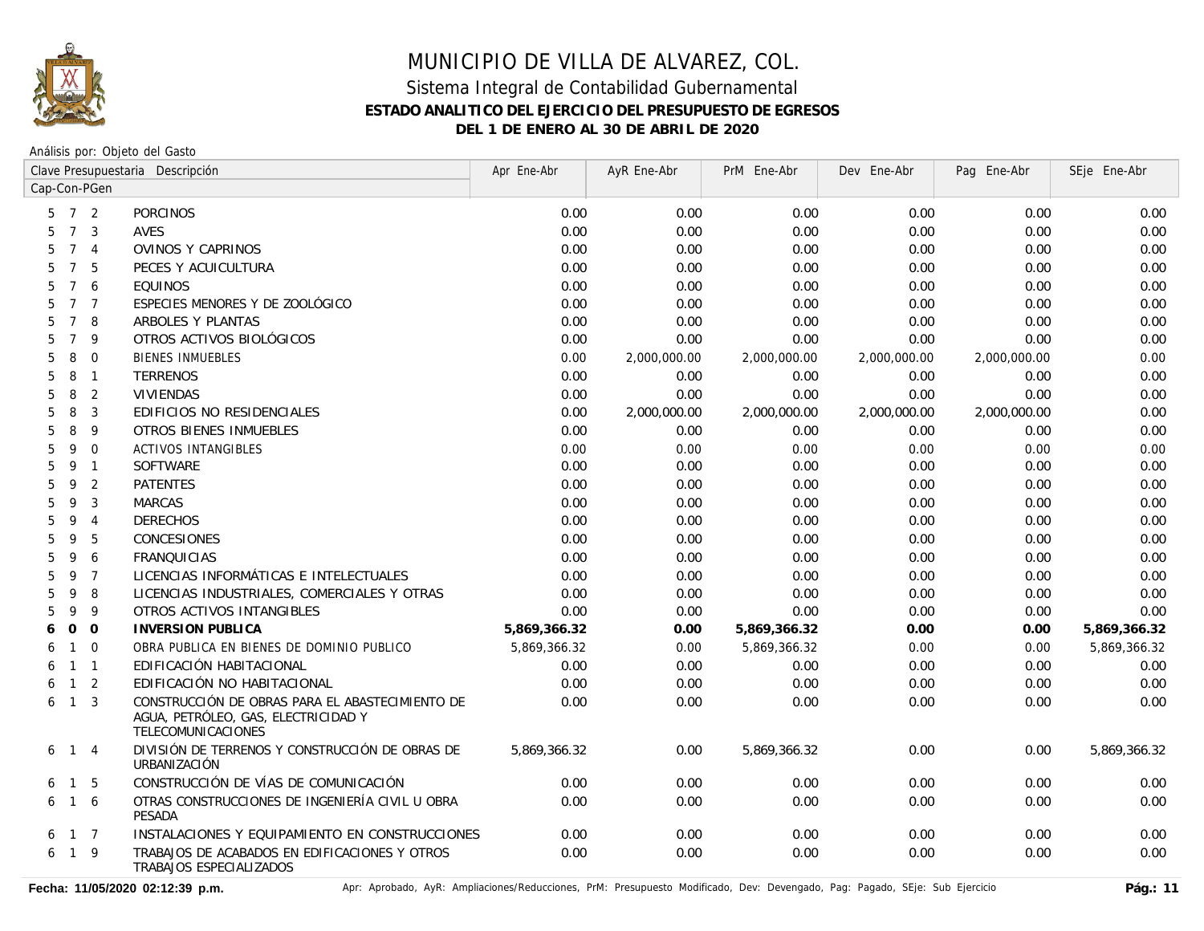# MUNICIPIO DE VILLA DE ALVAREZ, COL.

## Sistema Integral de Contabilidad Gubernamental

### ESTADO ANALITICO DEL EJERCICIO DEL PRESUPUESTO DE EGRESOS

### DEL 1 DE ENERO AL 30 DE ABRIL DE 2020

Análisis por: Objeto del Gasto

| Clave Presupuestaria Cap-Con-PGen | Descripción | Apr Ene-Abr | AyR Ene-Abr | PrM Ene-Abr | Dev Ene-Abr | Pag Ene-Abr | SEje Ene-Abr |
|---|---|---|---|---|---|---|---|
| 5 7 2 | PORCINOS | 0.00 | 0.00 | 0.00 | 0.00 | 0.00 | 0.00 |
| 5 7 3 | AVES | 0.00 | 0.00 | 0.00 | 0.00 | 0.00 | 0.00 |
| 5 7 4 | OVINOS Y CAPRINOS | 0.00 | 0.00 | 0.00 | 0.00 | 0.00 | 0.00 |
| 5 7 5 | PECES Y ACUICULTURA | 0.00 | 0.00 | 0.00 | 0.00 | 0.00 | 0.00 |
| 5 7 6 | EQUINOS | 0.00 | 0.00 | 0.00 | 0.00 | 0.00 | 0.00 |
| 5 7 7 | ESPECIES MENORES Y DE ZOOLÓGICO | 0.00 | 0.00 | 0.00 | 0.00 | 0.00 | 0.00 |
| 5 7 8 | ARBOLES Y PLANTAS | 0.00 | 0.00 | 0.00 | 0.00 | 0.00 | 0.00 |
| 5 7 9 | OTROS ACTIVOS BIOLÓGICOS | 0.00 | 0.00 | 0.00 | 0.00 | 0.00 | 0.00 |
| 5 8 0 | BIENES INMUEBLES | 0.00 | 2,000,000.00 | 2,000,000.00 | 2,000,000.00 | 2,000,000.00 | 0.00 |
| 5 8 1 | TERRENOS | 0.00 | 0.00 | 0.00 | 0.00 | 0.00 | 0.00 |
| 5 8 2 | VIVIENDAS | 0.00 | 0.00 | 0.00 | 0.00 | 0.00 | 0.00 |
| 5 8 3 | EDIFICIOS NO RESIDENCIALES | 0.00 | 2,000,000.00 | 2,000,000.00 | 2,000,000.00 | 2,000,000.00 | 0.00 |
| 5 8 9 | OTROS BIENES INMUEBLES | 0.00 | 0.00 | 0.00 | 0.00 | 0.00 | 0.00 |
| 5 9 0 | ACTIVOS INTANGIBLES | 0.00 | 0.00 | 0.00 | 0.00 | 0.00 | 0.00 |
| 5 9 1 | SOFTWARE | 0.00 | 0.00 | 0.00 | 0.00 | 0.00 | 0.00 |
| 5 9 2 | PATENTES | 0.00 | 0.00 | 0.00 | 0.00 | 0.00 | 0.00 |
| 5 9 3 | MARCAS | 0.00 | 0.00 | 0.00 | 0.00 | 0.00 | 0.00 |
| 5 9 4 | DERECHOS | 0.00 | 0.00 | 0.00 | 0.00 | 0.00 | 0.00 |
| 5 9 5 | CONCESIONES | 0.00 | 0.00 | 0.00 | 0.00 | 0.00 | 0.00 |
| 5 9 6 | FRANQUICIAS | 0.00 | 0.00 | 0.00 | 0.00 | 0.00 | 0.00 |
| 5 9 7 | LICENCIAS INFORMÁTICAS E INTELECTUALES | 0.00 | 0.00 | 0.00 | 0.00 | 0.00 | 0.00 |
| 5 9 8 | LICENCIAS INDUSTRIALES, COMERCIALES Y OTRAS | 0.00 | 0.00 | 0.00 | 0.00 | 0.00 | 0.00 |
| 5 9 9 | OTROS ACTIVOS INTANGIBLES | 0.00 | 0.00 | 0.00 | 0.00 | 0.00 | 0.00 |
| **6 0 0** | **INVERSION PUBLICA** | **5,869,366.32** | **0.00** | **5,869,366.32** | **0.00** | **0.00** | **5,869,366.32** |
| 6 1 0 | OBRA PUBLICA EN BIENES DE DOMINIO PUBLICO | 5,869,366.32 | 0.00 | 5,869,366.32 | 0.00 | 0.00 | 5,869,366.32 |
| 6 1 1 | EDIFICACIÓN HABITACIONAL | 0.00 | 0.00 | 0.00 | 0.00 | 0.00 | 0.00 |
| 6 1 2 | EDIFICACIÓN NO HABITACIONAL | 0.00 | 0.00 | 0.00 | 0.00 | 0.00 | 0.00 |
| 6 1 3 | CONSTRUCCIÓN DE OBRAS PARA EL ABASTECIMIENTO DE AGUA, PETRÓLEO, GAS, ELECTRICIDAD Y TELECOMUNICACIONES | 0.00 | 0.00 | 0.00 | 0.00 | 0.00 | 0.00 |
| 6 1 4 | DIVISIÓN DE TERRENOS Y CONSTRUCCIÓN DE OBRAS DE URBANIZACIÓN | 5,869,366.32 | 0.00 | 5,869,366.32 | 0.00 | 0.00 | 5,869,366.32 |
| 6 1 5 | CONSTRUCCIÓN DE VÍAS DE COMUNICACIÓN | 0.00 | 0.00 | 0.00 | 0.00 | 0.00 | 0.00 |
| 6 1 6 | OTRAS CONSTRUCCIONES DE INGENIERÍA CIVIL U OBRA PESADA | 0.00 | 0.00 | 0.00 | 0.00 | 0.00 | 0.00 |
| 6 1 7 | INSTALACIONES Y EQUIPAMIENTO EN CONSTRUCCIONES | 0.00 | 0.00 | 0.00 | 0.00 | 0.00 | 0.00 |
| 6 1 9 | TRABAJOS DE ACABADOS EN EDIFICACIONES Y OTROS TRABAJOS ESPECIALIZADOS | 0.00 | 0.00 | 0.00 | 0.00 | 0.00 | 0.00 |

**Fecha: 11/05/2020 02:12:39 p.m.**

Apr: Aprobado, AyR: Ampliaciones/Reducciones, PrM: Presupuesto Modificado, Dev: Devengado, Pag: Pagado, SEje: Sub Ejercicio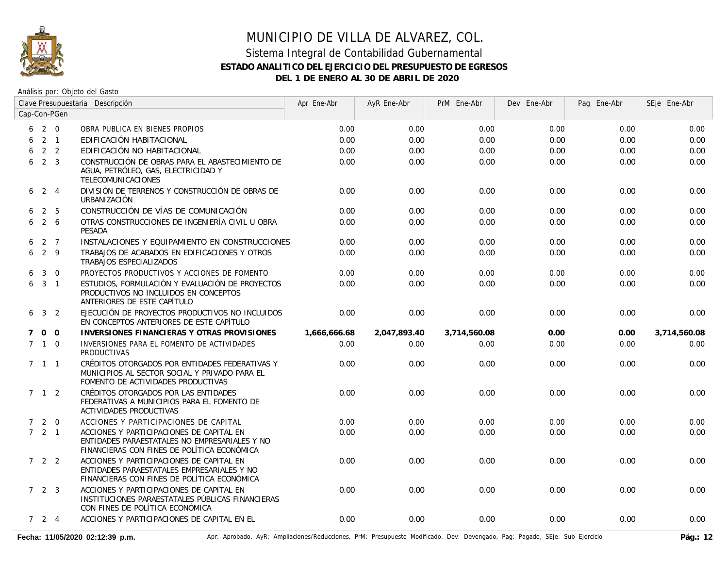# MUNICIPIO DE VILLA DE ALVAREZ, COL.

## Sistema Integral de Contabilidad Gubernamental

### ESTADO ANALITICO DEL EJERCICIO DEL PRESUPUESTO DE EGRESOS

### DEL 1 DE ENERO AL 30 DE ABRIL DE 2020

Análisis por: Objeto del Gasto

| Clave Presupuestaria Cap-Con-PGen | Descripción | Apr Ene-Abr | AyR Ene-Abr | PrM Ene-Abr | Dev Ene-Abr | Pag Ene-Abr | SEje Ene-Abr |
|---|---|---|---|---|---|---|---|
| 6 2 0 | OBRA PUBLICA EN BIENES PROPIOS | 0.00 | 0.00 | 0.00 | 0.00 | 0.00 | 0.00 |
| 6 2 1 | EDIFICACIÓN HABITACIONAL | 0.00 | 0.00 | 0.00 | 0.00 | 0.00 | 0.00 |
| 6 2 2 | EDIFICACIÓN NO HABITACIONAL | 0.00 | 0.00 | 0.00 | 0.00 | 0.00 | 0.00 |
| 6 2 3 | CONSTRUCCIÓN DE OBRAS PARA EL ABASTECIMIENTO DE AGUA, PETRÓLEO, GAS, ELECTRICIDAD Y TELECOMUNICACIONES | 0.00 | 0.00 | 0.00 | 0.00 | 0.00 | 0.00 |
| 6 2 4 | DIVISIÓN DE TERRENOS Y CONSTRUCCIÓN DE OBRAS DE URBANIZACIÓN | 0.00 | 0.00 | 0.00 | 0.00 | 0.00 | 0.00 |
| 6 2 5 | CONSTRUCCIÓN DE VÍAS DE COMUNICACIÓN | 0.00 | 0.00 | 0.00 | 0.00 | 0.00 | 0.00 |
| 6 2 6 | OTRAS CONSTRUCCIONES DE INGENIERÍA CIVIL U OBRA PESADA | 0.00 | 0.00 | 0.00 | 0.00 | 0.00 | 0.00 |
| 6 2 7 | INSTALACIONES Y EQUIPAMIENTO EN CONSTRUCCIONES | 0.00 | 0.00 | 0.00 | 0.00 | 0.00 | 0.00 |
| 6 2 9 | TRABAJOS DE ACABADOS EN EDIFICACIONES Y OTROS TRABAJOS ESPECIALIZADOS | 0.00 | 0.00 | 0.00 | 0.00 | 0.00 | 0.00 |
| 6 3 0 | PROYECTOS PRODUCTIVOS Y ACCIONES DE FOMENTO | 0.00 | 0.00 | 0.00 | 0.00 | 0.00 | 0.00 |
| 6 3 1 | ESTUDIOS, FORMULACIÓN Y EVALUACIÓN DE PROYECTOS PRODUCTIVOS NO INCLUIDOS EN CONCEPTOS ANTERIORES DE ESTE CAPÍTULO | 0.00 | 0.00 | 0.00 | 0.00 | 0.00 | 0.00 |
| 6 3 2 | EJECUCIÓN DE PROYECTOS PRODUCTIVOS NO INCLUIDOS EN CONCEPTOS ANTERIORES DE ESTE CAPÍTULO | 0.00 | 0.00 | 0.00 | 0.00 | 0.00 | 0.00 |
| **7 0 0** | **INVERSIONES FINANCIERAS Y OTRAS PROVISIONES** | **1,666,666.68** | **2,047,893.40** | **3,714,560.08** | **0.00** | **0.00** | **3,714,560.08** |
| 7 1 0 | INVERSIONES PARA EL FOMENTO DE ACTIVIDADES PRODUCTIVAS | 0.00 | 0.00 | 0.00 | 0.00 | 0.00 | 0.00 |
| 7 1 1 | CRÉDITOS OTORGADOS POR ENTIDADES FEDERATIVAS Y MUNICIPIOS AL SECTOR SOCIAL Y PRIVADO PARA EL FOMENTO DE ACTIVIDADES PRODUCTIVAS | 0.00 | 0.00 | 0.00 | 0.00 | 0.00 | 0.00 |
| 7 1 2 | CRÉDITOS OTORGADOS POR LAS ENTIDADES FEDERATIVAS A MUNICIPIOS PARA EL FOMENTO DE ACTIVIDADES PRODUCTIVAS | 0.00 | 0.00 | 0.00 | 0.00 | 0.00 | 0.00 |
| 7 2 0 | ACCIONES Y PARTICIPACIONES DE CAPITAL | 0.00 | 0.00 | 0.00 | 0.00 | 0.00 | 0.00 |
| 7 2 1 | ACCIONES Y PARTICIPACIONES DE CAPITAL EN ENTIDADES PARAESTATALES NO EMPRESARIALES Y NO FINANCIERAS CON FINES DE POLÍTICA ECONÓMICA | 0.00 | 0.00 | 0.00 | 0.00 | 0.00 | 0.00 |
| 7 2 2 | ACCIONES Y PARTICIPACIONES DE CAPITAL EN ENTIDADES PARAESTATALES EMPRESARIALES Y NO FINANCIERAS CON FINES DE POLÍTICA ECONÓMICA | 0.00 | 0.00 | 0.00 | 0.00 | 0.00 | 0.00 |
| 7 2 3 | ACCIONES Y PARTICIPACIONES DE CAPITAL EN INSTITUCIONES PARAESTATALES PÚBLICAS FINANCIERAS CON FINES DE POLÍTICA ECONÓMICA | 0.00 | 0.00 | 0.00 | 0.00 | 0.00 | 0.00 |
| 7 2 4 | ACCIONES Y PARTICIPACIONES DE CAPITAL EN EL | 0.00 | 0.00 | 0.00 | 0.00 | 0.00 | 0.00 |

Fecha: 11/05/2020 02:12:39 p.m.

Apr: Aprobado, AyR: Ampliaciones/Reducciones, PrM: Presupuesto Modificado, Dev: Devengado, Pag: Pagado, SEje: Sub Ejercicio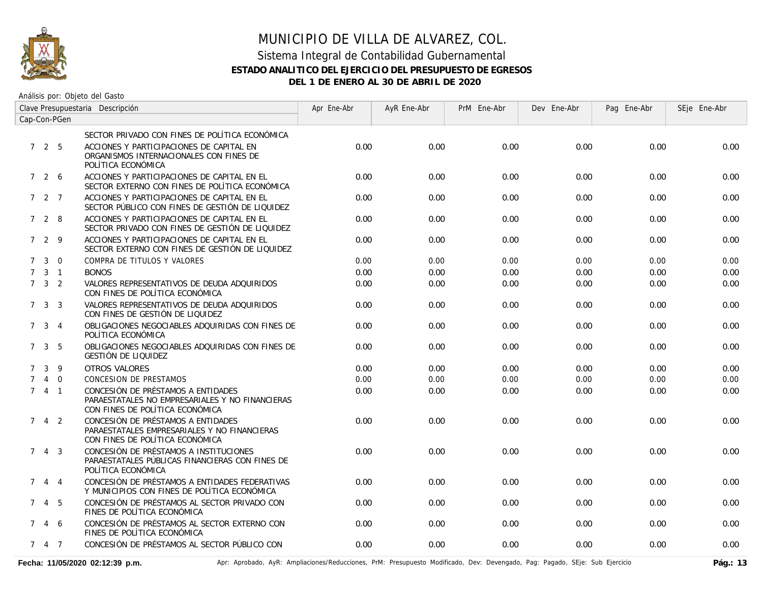# MUNICIPIO DE VILLA DE ALVAREZ, COL.

## Sistema Integral de Contabilidad Gubernamental

### ESTADO ANALITICO DEL EJERCICIO DEL PRESUPUESTO DE EGRESOS

### DEL 1 DE ENERO AL 30 DE ABRIL DE 2020

Análisis por: Objeto del Gasto

| Clave Presupuestaria Cap-Con-PGen | Descripción | Apr Ene-Abr | AyR Ene-Abr | PrM Ene-Abr | Dev Ene-Abr | Pag Ene-Abr | SEje Ene-Abr |
|---|---|---|---|---|---|---|---|
| | SECTOR PRIVADO CON FINES DE POLÍTICA ECONÓMICA | | | | | | |
| 7 2 5 | ACCIONES Y PARTICIPACIONES DE CAPITAL EN ORGANISMOS INTERNACIONALES CON FINES DE POLÍTICA ECONÓMICA | 0.00 | 0.00 | 0.00 | 0.00 | 0.00 | 0.00 |
| 7 2 6 | ACCIONES Y PARTICIPACIONES DE CAPITAL EN EL SECTOR EXTERNO CON FINES DE POLÍTICA ECONÓMICA | 0.00 | 0.00 | 0.00 | 0.00 | 0.00 | 0.00 |
| 7 2 7 | ACCIONES Y PARTICIPACIONES DE CAPITAL EN EL SECTOR PÚBLICO CON FINES DE GESTIÓN DE LIQUIDEZ | 0.00 | 0.00 | 0.00 | 0.00 | 0.00 | 0.00 |
| 7 2 8 | ACCIONES Y PARTICIPACIONES DE CAPITAL EN EL SECTOR PRIVADO CON FINES DE GESTIÓN DE LIQUIDEZ | 0.00 | 0.00 | 0.00 | 0.00 | 0.00 | 0.00 |
| 7 2 9 | ACCIONES Y PARTICIPACIONES DE CAPITAL EN EL SECTOR EXTERNO CON FINES DE GESTIÓN DE LIQUIDEZ | 0.00 | 0.00 | 0.00 | 0.00 | 0.00 | 0.00 |
| 7 3 0 | COMPRA DE TITULOS Y VALORES | 0.00 | 0.00 | 0.00 | 0.00 | 0.00 | 0.00 |
| 7 3 1 | BONOS | 0.00 | 0.00 | 0.00 | 0.00 | 0.00 | 0.00 |
| 7 3 2 | VALORES REPRESENTATIVOS DE DEUDA ADQUIRIDOS CON FINES DE POLÍTICA ECONÓMICA | 0.00 | 0.00 | 0.00 | 0.00 | 0.00 | 0.00 |
| 7 3 3 | VALORES REPRESENTATIVOS DE DEUDA ADQUIRIDOS CON FINES DE GESTIÓN DE LIQUIDEZ | 0.00 | 0.00 | 0.00 | 0.00 | 0.00 | 0.00 |
| 7 3 4 | OBLIGACIONES NEGOCIABLES ADQUIRIDAS CON FINES DE POLÍTICA ECONÓMICA | 0.00 | 0.00 | 0.00 | 0.00 | 0.00 | 0.00 |
| 7 3 5 | OBLIGACIONES NEGOCIABLES ADQUIRIDAS CON FINES DE GESTIÓN DE LIQUIDEZ | 0.00 | 0.00 | 0.00 | 0.00 | 0.00 | 0.00 |
| 7 3 9 | OTROS VALORES | 0.00 | 0.00 | 0.00 | 0.00 | 0.00 | 0.00 |
| 7 4 0 | CONCESION DE PRESTAMOS | 0.00 | 0.00 | 0.00 | 0.00 | 0.00 | 0.00 |
| 7 4 1 | CONCESIÓN DE PRÉSTAMOS A ENTIDADES PARAESTATALES NO EMPRESARIALES Y NO FINANCIERAS CON FINES DE POLÍTICA ECONÓMICA | 0.00 | 0.00 | 0.00 | 0.00 | 0.00 | 0.00 |
| 7 4 2 | CONCESIÓN DE PRÉSTAMOS A ENTIDADES PARAESTATALES EMPRESARIALES Y NO FINANCIERAS CON FINES DE POLÍTICA ECONÓMICA | 0.00 | 0.00 | 0.00 | 0.00 | 0.00 | 0.00 |
| 7 4 3 | CONCESIÓN DE PRÉSTAMOS A INSTITUCIONES PARAESTATALES PÚBLICAS FINANCIERAS CON FINES DE POLÍTICA ECONÓMICA | 0.00 | 0.00 | 0.00 | 0.00 | 0.00 | 0.00 |
| 7 4 4 | CONCESIÓN DE PRÉSTAMOS A ENTIDADES FEDERATIVAS Y MUNICIPIOS CON FINES DE POLÍTICA ECONÓMICA | 0.00 | 0.00 | 0.00 | 0.00 | 0.00 | 0.00 |
| 7 4 5 | CONCESIÓN DE PRÉSTAMOS AL SECTOR PRIVADO CON FINES DE POLÍTICA ECONÓMICA | 0.00 | 0.00 | 0.00 | 0.00 | 0.00 | 0.00 |
| 7 4 6 | CONCESIÓN DE PRÉSTAMOS AL SECTOR EXTERNO CON FINES DE POLÍTICA ECONÓMICA | 0.00 | 0.00 | 0.00 | 0.00 | 0.00 | 0.00 |
| 7 4 7 | CONCESIÓN DE PRÉSTAMOS AL SECTOR PÚBLICO CON | 0.00 | 0.00 | 0.00 | 0.00 | 0.00 | 0.00 |

Fecha: 11/05/2020 02:12:39 p.m.

Apr: Aprobado, AyR: Ampliaciones/Reducciones, PrM: Presupuesto Modificado, Dev: Devengado, Pag: Pagado, SEje: Sub Ejercicio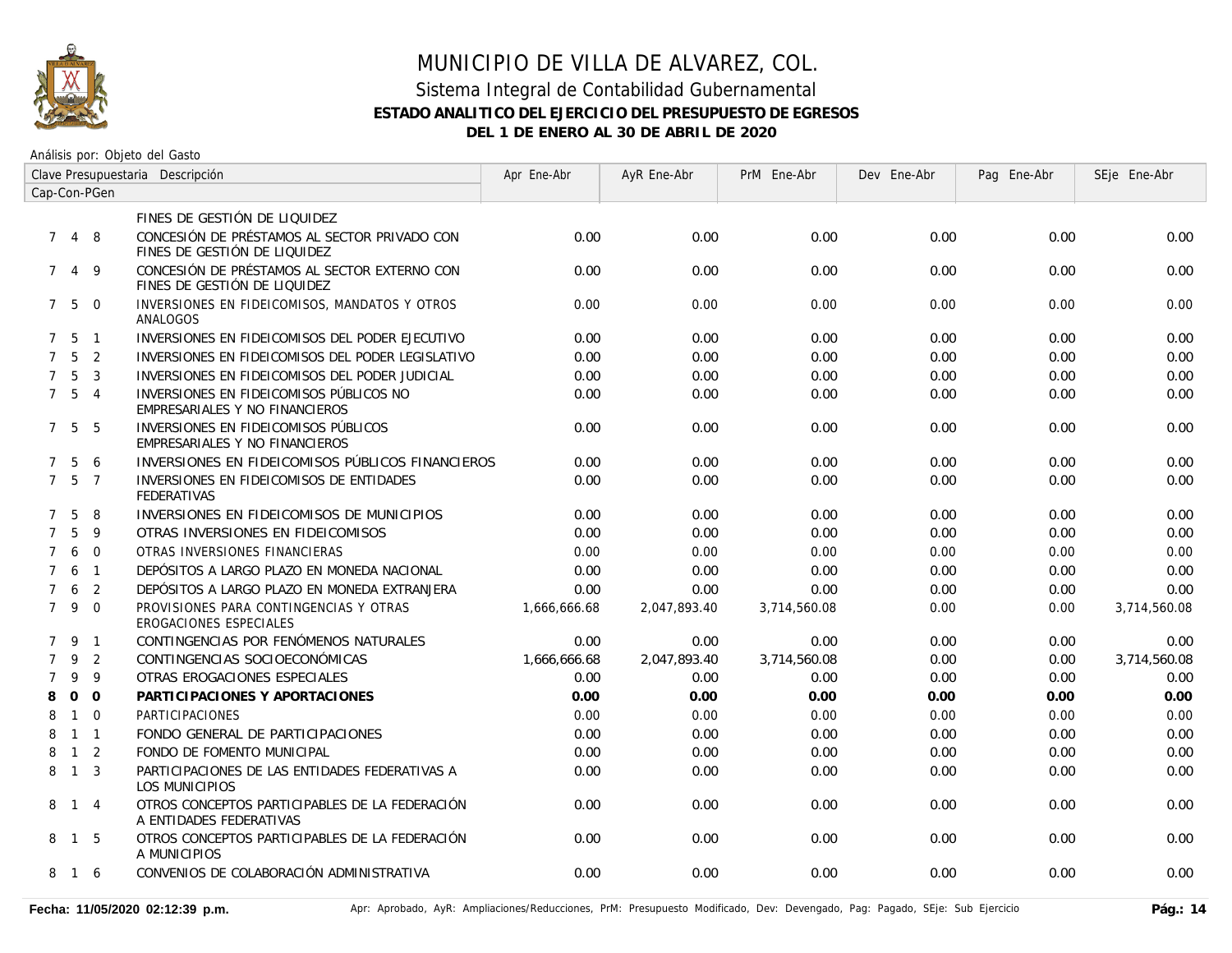# MUNICIPIO DE VILLA DE ALVAREZ, COL.

## Sistema Integral de Contabilidad Gubernamental

### ESTADO ANALITICO DEL EJERCICIO DEL PRESUPUESTO DE EGRESOS

### DEL 1 DE ENERO AL 30 DE ABRIL DE 2020

Análisis por: Objeto del Gasto

| Clave Presupuestaria Cap-Con-PGen | Descripción | Apr Ene-Abr | AyR Ene-Abr | PrM Ene-Abr | Dev Ene-Abr | Pag Ene-Abr | SEje Ene-Abr |
|---|---|---|---|---|---|---|---|
| | FINES DE GESTIÓN DE LIQUIDEZ | | | | | | |
| 7 4 8 | CONCESIÓN DE PRÉSTAMOS AL SECTOR PRIVADO CON FINES DE GESTIÓN DE LIQUIDEZ | 0.00 | 0.00 | 0.00 | 0.00 | 0.00 | 0.00 |
| 7 4 9 | CONCESIÓN DE PRÉSTAMOS AL SECTOR EXTERNO CON FINES DE GESTIÓN DE LIQUIDEZ | 0.00 | 0.00 | 0.00 | 0.00 | 0.00 | 0.00 |
| 7 5 0 | INVERSIONES EN FIDEICOMISOS, MANDATOS Y OTROS ANALOGOS | 0.00 | 0.00 | 0.00 | 0.00 | 0.00 | 0.00 |
| 7 5 1 | INVERSIONES EN FIDEICOMISOS DEL PODER EJECUTIVO | 0.00 | 0.00 | 0.00 | 0.00 | 0.00 | 0.00 |
| 7 5 2 | INVERSIONES EN FIDEICOMISOS DEL PODER LEGISLATIVO | 0.00 | 0.00 | 0.00 | 0.00 | 0.00 | 0.00 |
| 7 5 3 | INVERSIONES EN FIDEICOMISOS DEL PODER JUDICIAL | 0.00 | 0.00 | 0.00 | 0.00 | 0.00 | 0.00 |
| 7 5 4 | INVERSIONES EN FIDEICOMISOS PÚBLICOS NO EMPRESARIALES Y NO FINANCIEROS | 0.00 | 0.00 | 0.00 | 0.00 | 0.00 | 0.00 |
| 7 5 5 | INVERSIONES EN FIDEICOMISOS PÚBLICOS EMPRESARIALES Y NO FINANCIEROS | 0.00 | 0.00 | 0.00 | 0.00 | 0.00 | 0.00 |
| 7 5 6 | INVERSIONES EN FIDEICOMISOS PÚBLICOS FINANCIEROS | 0.00 | 0.00 | 0.00 | 0.00 | 0.00 | 0.00 |
| 7 5 7 | INVERSIONES EN FIDEICOMISOS DE ENTIDADES FEDERATIVAS | 0.00 | 0.00 | 0.00 | 0.00 | 0.00 | 0.00 |
| 7 5 8 | INVERSIONES EN FIDEICOMISOS DE MUNICIPIOS | 0.00 | 0.00 | 0.00 | 0.00 | 0.00 | 0.00 |
| 7 5 9 | OTRAS INVERSIONES EN FIDEICOMISOS | 0.00 | 0.00 | 0.00 | 0.00 | 0.00 | 0.00 |
| 7 6 0 | OTRAS INVERSIONES FINANCIERAS | 0.00 | 0.00 | 0.00 | 0.00 | 0.00 | 0.00 |
| 7 6 1 | DEPÓSITOS A LARGO PLAZO EN MONEDA NACIONAL | 0.00 | 0.00 | 0.00 | 0.00 | 0.00 | 0.00 |
| 7 6 2 | DEPÓSITOS A LARGO PLAZO EN MONEDA EXTRANJERA | 0.00 | 0.00 | 0.00 | 0.00 | 0.00 | 0.00 |
| 7 9 0 | PROVISIONES PARA CONTINGENCIAS Y OTRAS EROGACIONES ESPECIALES | 1,666,666.68 | 2,047,893.40 | 3,714,560.08 | 0.00 | 0.00 | 3,714,560.08 |
| 7 9 1 | CONTINGENCIAS POR FENÓMENOS NATURALES | 0.00 | 0.00 | 0.00 | 0.00 | 0.00 | 0.00 |
| 7 9 2 | CONTINGENCIAS SOCIOECONÓMICAS | 1,666,666.68 | 2,047,893.40 | 3,714,560.08 | 0.00 | 0.00 | 3,714,560.08 |
| 7 9 9 | OTRAS EROGACIONES ESPECIALES | 0.00 | 0.00 | 0.00 | 0.00 | 0.00 | 0.00 |
| **8 0 0** | **PARTICIPACIONES Y APORTACIONES** | **0.00** | **0.00** | **0.00** | **0.00** | **0.00** | **0.00** |
| 8 1 0 | PARTICIPACIONES | 0.00 | 0.00 | 0.00 | 0.00 | 0.00 | 0.00 |
| 8 1 1 | FONDO GENERAL DE PARTICIPACIONES | 0.00 | 0.00 | 0.00 | 0.00 | 0.00 | 0.00 |
| 8 1 2 | FONDO DE FOMENTO MUNICIPAL | 0.00 | 0.00 | 0.00 | 0.00 | 0.00 | 0.00 |
| 8 1 3 | PARTICIPACIONES DE LAS ENTIDADES FEDERATIVAS A LOS MUNICIPIOS | 0.00 | 0.00 | 0.00 | 0.00 | 0.00 | 0.00 |
| 8 1 4 | OTROS CONCEPTOS PARTICIPABLES DE LA FEDERACIÓN A ENTIDADES FEDERATIVAS | 0.00 | 0.00 | 0.00 | 0.00 | 0.00 | 0.00 |
| 8 1 5 | OTROS CONCEPTOS PARTICIPABLES DE LA FEDERACIÓN A MUNICIPIOS | 0.00 | 0.00 | 0.00 | 0.00 | 0.00 | 0.00 |
| 8 1 6 | CONVENIOS DE COLABORACIÓN ADMINISTRATIVA | 0.00 | 0.00 | 0.00 | 0.00 | 0.00 | 0.00 |

**Fecha: 11/05/2020 02:12:39 p.m.** Apr: Aprobado, AyR: Ampliaciones/Reducciones, PrM: Presupuesto Modificado, Dev: Devengado, Pag: Pagado, SEje: Sub Ejercicio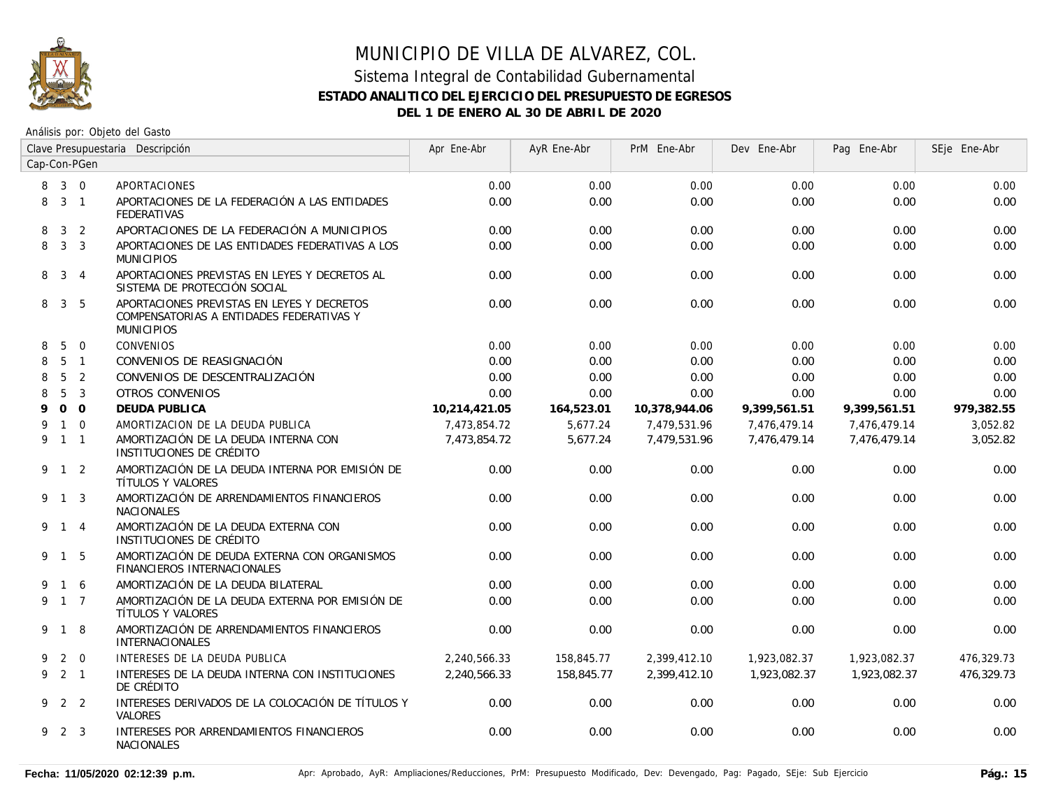# MUNICIPIO DE VILLA DE ALVAREZ, COL.

## Sistema Integral de Contabilidad Gubernamental

### ESTADO ANALITICO DEL EJERCICIO DEL PRESUPUESTO DE EGRESOS

### DEL 1 DE ENERO AL 30 DE ABRIL DE 2020

Análisis por: Objeto del Gasto

| Clave Presupuestaria Cap-Con-PGen | Descripción | Apr Ene-Abr | AyR Ene-Abr | PrM Ene-Abr | Dev Ene-Abr | Pag Ene-Abr | SEje Ene-Abr |
|---|---|---|---|---|---|---|---|
| 8 3 0 | APORTACIONES | 0.00 | 0.00 | 0.00 | 0.00 | 0.00 | 0.00 |
| 8 3 1 | APORTACIONES DE LA FEDERACIÓN A LAS ENTIDADES FEDERATIVAS | 0.00 | 0.00 | 0.00 | 0.00 | 0.00 | 0.00 |
| 8 3 2 | APORTACIONES DE LA FEDERACIÓN A MUNICIPIOS | 0.00 | 0.00 | 0.00 | 0.00 | 0.00 | 0.00 |
| 8 3 3 | APORTACIONES DE LAS ENTIDADES FEDERATIVAS A LOS MUNICIPIOS | 0.00 | 0.00 | 0.00 | 0.00 | 0.00 | 0.00 |
| 8 3 4 | APORTACIONES PREVISTAS EN LEYES Y DECRETOS AL SISTEMA DE PROTECCIÓN SOCIAL | 0.00 | 0.00 | 0.00 | 0.00 | 0.00 | 0.00 |
| 8 3 5 | APORTACIONES PREVISTAS EN LEYES Y DECRETOS COMPENSATORIAS A ENTIDADES FEDERATIVAS Y MUNICIPIOS | 0.00 | 0.00 | 0.00 | 0.00 | 0.00 | 0.00 |
| 8 5 0 | CONVENIOS | 0.00 | 0.00 | 0.00 | 0.00 | 0.00 | 0.00 |
| 8 5 1 | CONVENIOS DE REASIGNACIÓN | 0.00 | 0.00 | 0.00 | 0.00 | 0.00 | 0.00 |
| 8 5 2 | CONVENIOS DE DESCENTRALIZACIÓN | 0.00 | 0.00 | 0.00 | 0.00 | 0.00 | 0.00 |
| 8 5 3 | OTROS CONVENIOS | 0.00 | 0.00 | 0.00 | 0.00 | 0.00 | 0.00 |
| **9 0 0** | **DEUDA PUBLICA** | **10,214,421.05** | **164,523.01** | **10,378,944.06** | **9,399,561.51** | **9,399,561.51** | **979,382.55** |
| 9 1 0 | AMORTIZACION DE LA DEUDA PUBLICA | 7,473,854.72 | 5,677.24 | 7,479,531.96 | 7,476,479.14 | 7,476,479.14 | 3,052.82 |
| 9 1 1 | AMORTIZACIÓN DE LA DEUDA INTERNA CON INSTITUCIONES DE CRÉDITO | 7,473,854.72 | 5,677.24 | 7,479,531.96 | 7,476,479.14 | 7,476,479.14 | 3,052.82 |
| 9 1 2 | AMORTIZACIÓN DE LA DEUDA INTERNA POR EMISIÓN DE TÍTULOS Y VALORES | 0.00 | 0.00 | 0.00 | 0.00 | 0.00 | 0.00 |
| 9 1 3 | AMORTIZACIÓN DE ARRENDAMIENTOS FINANCIEROS NACIONALES | 0.00 | 0.00 | 0.00 | 0.00 | 0.00 | 0.00 |
| 9 1 4 | AMORTIZACIÓN DE LA DEUDA EXTERNA CON INSTITUCIONES DE CRÉDITO | 0.00 | 0.00 | 0.00 | 0.00 | 0.00 | 0.00 |
| 9 1 5 | AMORTIZACIÓN DE DEUDA EXTERNA CON ORGANISMOS FINANCIEROS INTERNACIONALES | 0.00 | 0.00 | 0.00 | 0.00 | 0.00 | 0.00 |
| 9 1 6 | AMORTIZACIÓN DE LA DEUDA BILATERAL | 0.00 | 0.00 | 0.00 | 0.00 | 0.00 | 0.00 |
| 9 1 7 | AMORTIZACIÓN DE LA DEUDA EXTERNA POR EMISIÓN DE TÍTULOS Y VALORES | 0.00 | 0.00 | 0.00 | 0.00 | 0.00 | 0.00 |
| 9 1 8 | AMORTIZACIÓN DE ARRENDAMIENTOS FINANCIEROS INTERNACIONALES | 0.00 | 0.00 | 0.00 | 0.00 | 0.00 | 0.00 |
| 9 2 0 | INTERESES DE LA DEUDA PUBLICA | 2,240,566.33 | 158,845.77 | 2,399,412.10 | 1,923,082.37 | 1,923,082.37 | 476,329.73 |
| 9 2 1 | INTERESES DE LA DEUDA INTERNA CON INSTITUCIONES DE CRÉDITO | 2,240,566.33 | 158,845.77 | 2,399,412.10 | 1,923,082.37 | 1,923,082.37 | 476,329.73 |
| 9 2 2 | INTERESES DERIVADOS DE LA COLOCACIÓN DE TÍTULOS Y VALORES | 0.00 | 0.00 | 0.00 | 0.00 | 0.00 | 0.00 |
| 9 2 3 | INTERESES POR ARRENDAMIENTOS FINANCIEROS NACIONALES | 0.00 | 0.00 | 0.00 | 0.00 | 0.00 | 0.00 |

Fecha: 11/05/2020 02:12:39 p.m.

Apr: Aprobado, AyR: Ampliaciones/Reducciones, PrM: Presupuesto Modificado, Dev: Devengado, Pag: Pagado, SEje: Sub Ejercicio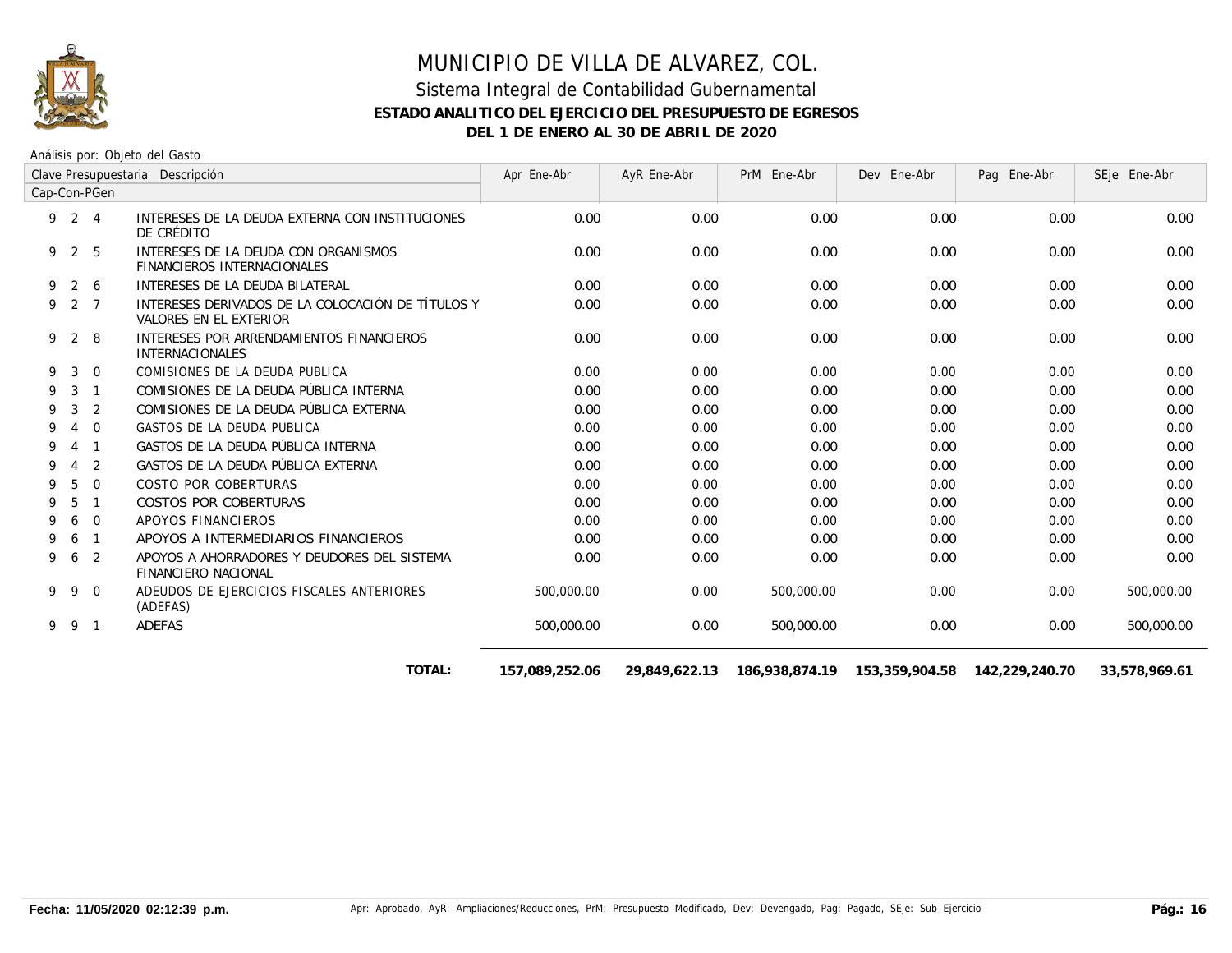# MUNICIPIO DE VILLA DE ALVAREZ, COL.

## Sistema Integral de Contabilidad Gubernamental

### ESTADO ANALITICO DEL EJERCICIO DEL PRESUPUESTO DE EGRESOS

### DEL 1 DE ENERO AL 30 DE ABRIL DE 2020

Análisis por: Objeto del Gasto

| Clave Presupuestaria Cap-Con-PGen | Descripción | Apr Ene-Abr | AyR Ene-Abr | PrM Ene-Abr | Dev Ene-Abr | Pag Ene-Abr | SEje Ene-Abr |
|---|---|---|---|---|---|---|---|
| 9 2 4 | INTERESES DE LA DEUDA EXTERNA CON INSTITUCIONES DE CRÉDITO | 0.00 | 0.00 | 0.00 | 0.00 | 0.00 | 0.00 |
| 9 2 5 | INTERESES DE LA DEUDA CON ORGANISMOS FINANCIEROS INTERNACIONALES | 0.00 | 0.00 | 0.00 | 0.00 | 0.00 | 0.00 |
| 9 2 6 | INTERESES DE LA DEUDA BILATERAL | 0.00 | 0.00 | 0.00 | 0.00 | 0.00 | 0.00 |
| 9 2 7 | INTERESES DERIVADOS DE LA COLOCACIÓN DE TÍTULOS Y VALORES EN EL EXTERIOR | 0.00 | 0.00 | 0.00 | 0.00 | 0.00 | 0.00 |
| 9 2 8 | INTERESES POR ARRENDAMIENTOS FINANCIEROS INTERNACIONALES | 0.00 | 0.00 | 0.00 | 0.00 | 0.00 | 0.00 |
| 9 3 0 | COMISIONES DE LA DEUDA PUBLICA | 0.00 | 0.00 | 0.00 | 0.00 | 0.00 | 0.00 |
| 9 3 1 | COMISIONES DE LA DEUDA PÚBLICA INTERNA | 0.00 | 0.00 | 0.00 | 0.00 | 0.00 | 0.00 |
| 9 3 2 | COMISIONES DE LA DEUDA PÚBLICA EXTERNA | 0.00 | 0.00 | 0.00 | 0.00 | 0.00 | 0.00 |
| 9 4 0 | GASTOS DE LA DEUDA PUBLICA | 0.00 | 0.00 | 0.00 | 0.00 | 0.00 | 0.00 |
| 9 4 1 | GASTOS DE LA DEUDA PÚBLICA INTERNA | 0.00 | 0.00 | 0.00 | 0.00 | 0.00 | 0.00 |
| 9 4 2 | GASTOS DE LA DEUDA PÚBLICA EXTERNA | 0.00 | 0.00 | 0.00 | 0.00 | 0.00 | 0.00 |
| 9 5 0 | COSTO POR COBERTURAS | 0.00 | 0.00 | 0.00 | 0.00 | 0.00 | 0.00 |
| 9 5 1 | COSTOS POR COBERTURAS | 0.00 | 0.00 | 0.00 | 0.00 | 0.00 | 0.00 |
| 9 6 0 | APOYOS FINANCIEROS | 0.00 | 0.00 | 0.00 | 0.00 | 0.00 | 0.00 |
| 9 6 1 | APOYOS A INTERMEDIARIOS FINANCIEROS | 0.00 | 0.00 | 0.00 | 0.00 | 0.00 | 0.00 |
| 9 6 2 | APOYOS A AHORRADORES Y DEUDORES DEL SISTEMA FINANCIERO NACIONAL | 0.00 | 0.00 | 0.00 | 0.00 | 0.00 | 0.00 |
| 9 9 0 | ADEUDOS DE EJERCICIOS FISCALES ANTERIORES (ADEFAS) | 500,000.00 | 0.00 | 500,000.00 | 0.00 | 0.00 | 500,000.00 |
| 9 9 1 | ADEFAS | 500,000.00 | 0.00 | 500,000.00 | 0.00 | 0.00 | 500,000.00 |
| | **TOTAL:** | **157,089,252.06** | **29,849,622.13** | **186,938,874.19** | **153,359,904.58** | **142,229,240.70** | **33,578,969.61** |

**Fecha: 11/05/2020 02:12:39 p.m.**

Apr: Aprobado, AyR: Ampliaciones/Reducciones, PrM: Presupuesto Modificado, Dev: Devengado, Pag: Pagado, SEje: Sub Ejercicio